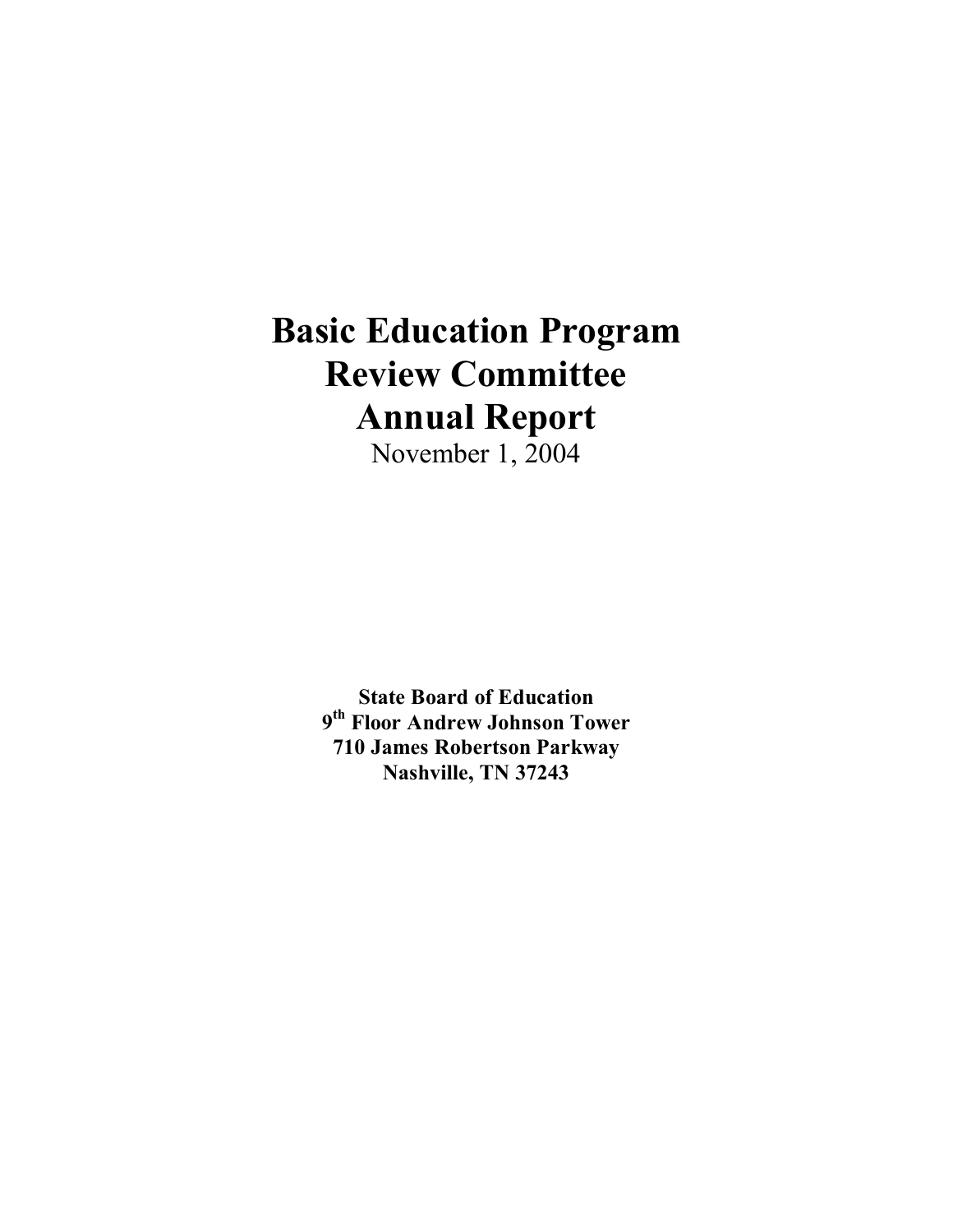# Basic Education Program Review Committee Annual Report

November 1, 2004

**State Board of Education**
**9th Floor Andrew Johnson Tower**
**710 James Robertson Parkway**
**Nashville, TN 37243**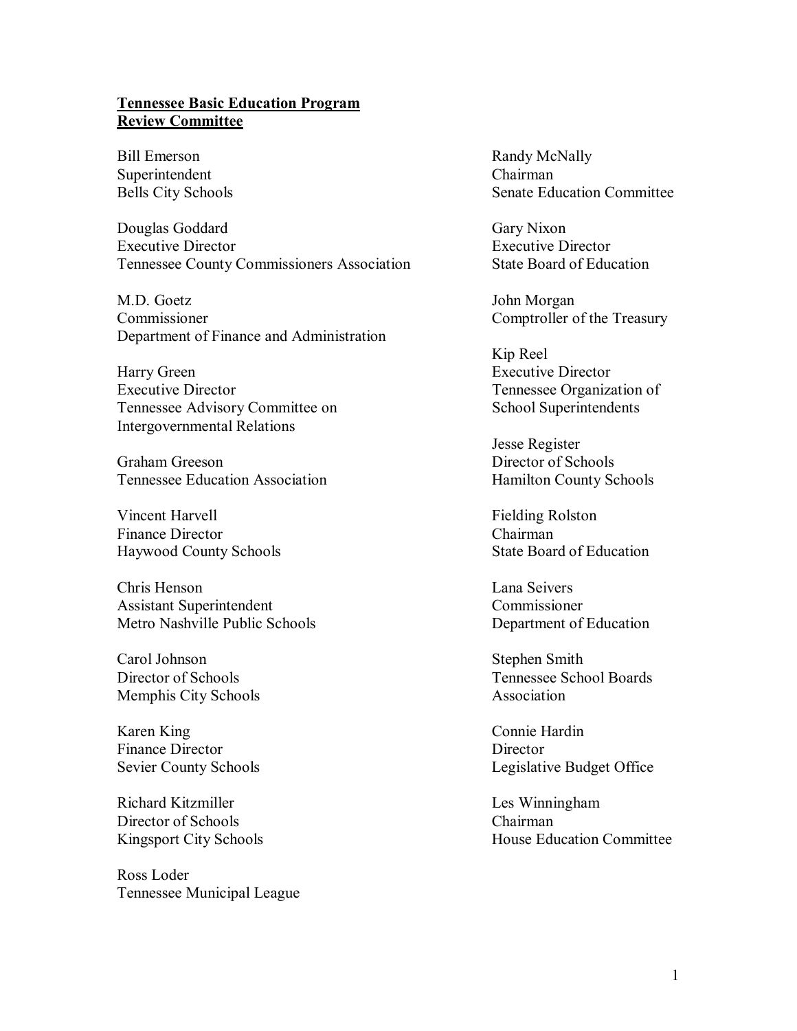**Tennessee Basic Education Program**
**Review Committee**

Bill Emerson
Superintendent
Bells City Schools

Douglas Goddard
Executive Director
Tennessee County Commissioners Association

M.D. Goetz
Commissioner
Department of Finance and Administration

Harry Green
Executive Director
Tennessee Advisory Committee on Intergovernmental Relations

Graham Greeson
Tennessee Education Association

Vincent Harvell
Finance Director
Haywood County Schools

Chris Henson
Assistant Superintendent
Metro Nashville Public Schools

Carol Johnson
Director of Schools
Memphis City Schools

Karen King
Finance Director
Sevier County Schools

Richard Kitzmiller
Director of Schools
Kingsport City Schools

Ross Loder
Tennessee Municipal League

Randy McNally
Chairman
Senate Education Committee

Gary Nixon
Executive Director
State Board of Education

John Morgan
Comptroller of the Treasury

Kip Reel
Executive Director
Tennessee Organization of School Superintendents

Jesse Register
Director of Schools
Hamilton County Schools

Fielding Rolston
Chairman
State Board of Education

Lana Seivers
Commissioner
Department of Education

Stephen Smith
Tennessee School Boards Association

Connie Hardin
Director
Legislative Budget Office

Les Winningham
Chairman
House Education Committee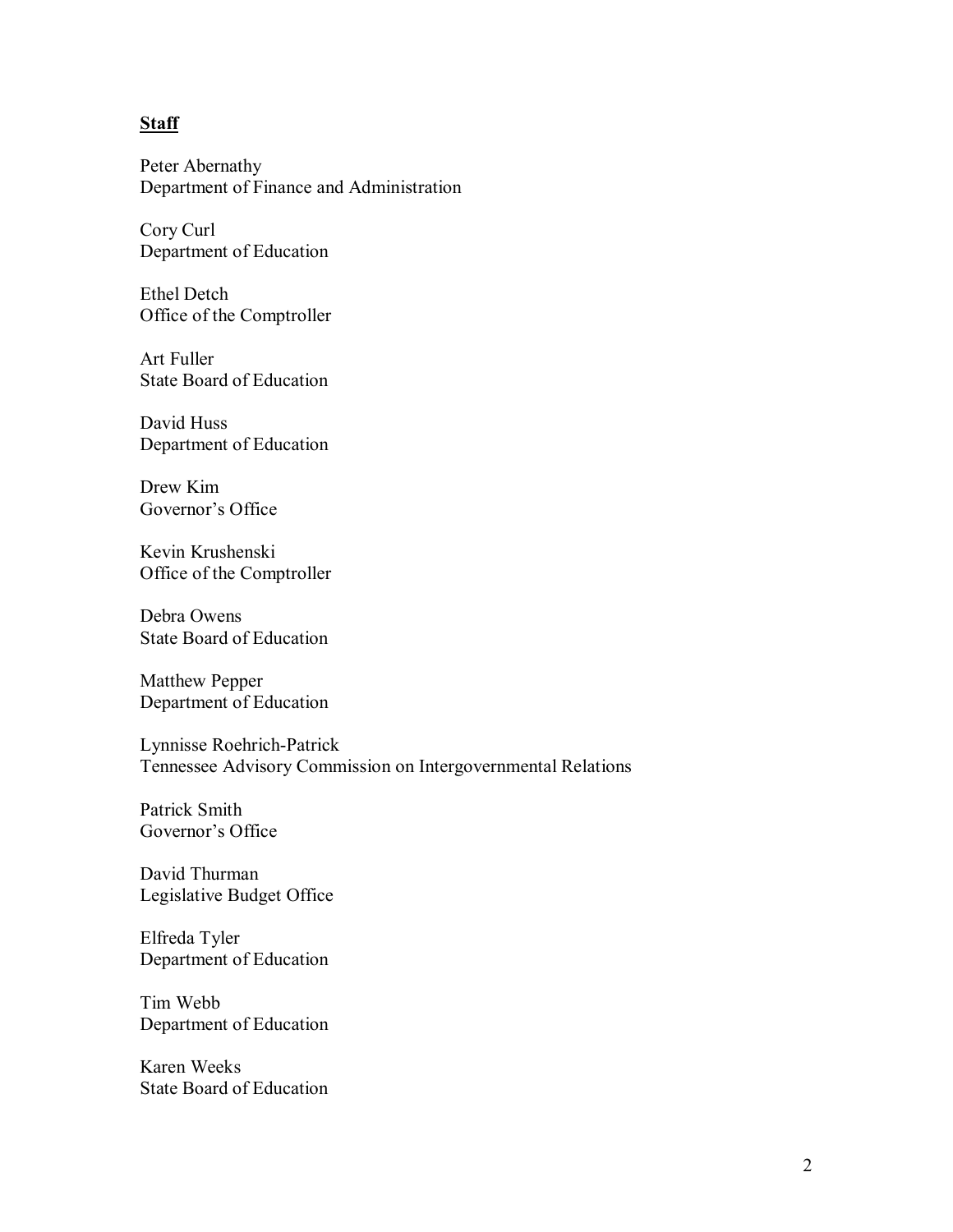**Staff**

Peter Abernathy  
Department of Finance and Administration

Cory Curl  
Department of Education

Ethel Detch  
Office of the Comptroller

Art Fuller  
State Board of Education

David Huss  
Department of Education

Drew Kim  
Governor's Office

Kevin Krushenski  
Office of the Comptroller

Debra Owens  
State Board of Education

Matthew Pepper  
Department of Education

Lynnisse Roehrich-Patrick  
Tennessee Advisory Commission on Intergovernmental Relations

Patrick Smith  
Governor's Office

David Thurman  
Legislative Budget Office

Elfreda Tyler  
Department of Education

Tim Webb  
Department of Education

Karen Weeks  
State Board of Education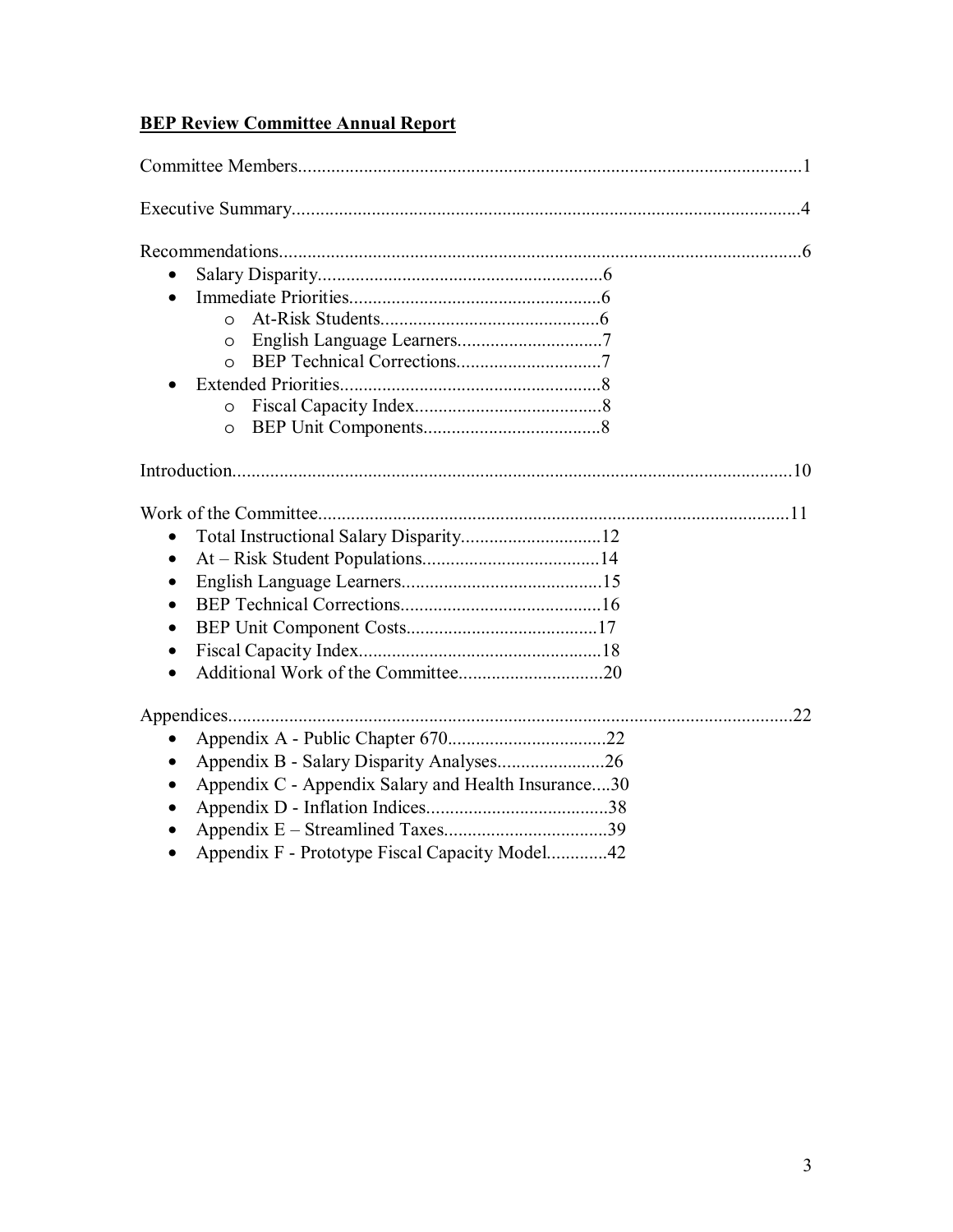## BEP Review Committee Annual Report

Committee Members..........................................................................................................1

Executive Summary...........................................................................................................4

Recommendations..............................................................................................................6

- Salary Disparity............................................................6
- Immediate Priorities.....................................................6
  - At-Risk Students..............................................6
  - English Language Learners...............................7
  - BEP Technical Corrections...............................7
- Extended Priorities.......................................................8
  - Fiscal Capacity Index........................................8
  - BEP Unit Components......................................8

Introduction......................................................................................................................10

Work of the Committee....................................................................................................11

- Total Instructional Salary Disparity..............................12
- At – Risk Student Populations......................................14
- English Language Learners...........................................15
- BEP Technical Corrections...........................................16
- BEP Unit Component Costs.........................................17
- Fiscal Capacity Index....................................................18
- Additional Work of the Committee...............................20

Appendices.......................................................................................................................22

- Appendix A - Public Chapter 670..................................22
- Appendix B - Salary Disparity Analyses.......................26
- Appendix C - Appendix Salary and Health Insurance....30
- Appendix D - Inflation Indices.......................................38
- Appendix E – Streamlined Taxes...................................39
- Appendix F - Prototype Fiscal Capacity Model............42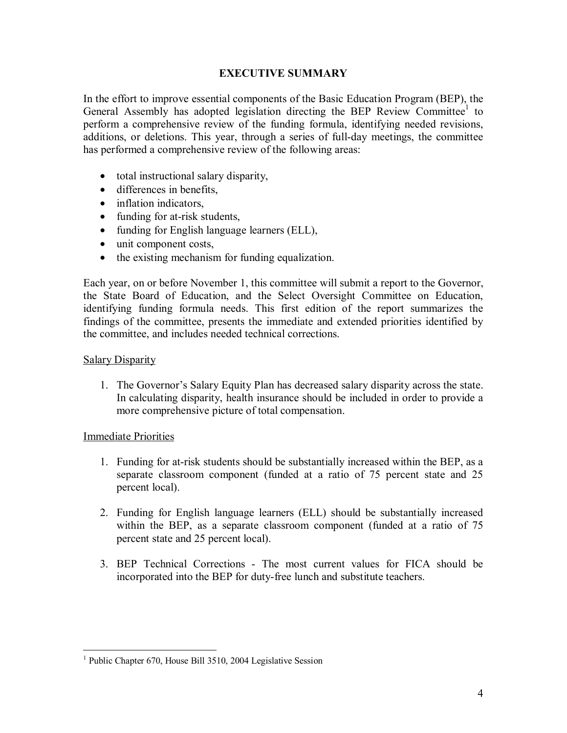## EXECUTIVE SUMMARY

In the effort to improve essential components of the Basic Education Program (BEP), the General Assembly has adopted legislation directing the BEP Review Committee[1] to perform a comprehensive review of the funding formula, identifying needed revisions, additions, or deletions. This year, through a series of full-day meetings, the committee has performed a comprehensive review of the following areas:

- total instructional salary disparity,
- differences in benefits,
- inflation indicators,
- funding for at-risk students,
- funding for English language learners (ELL),
- unit component costs,
- the existing mechanism for funding equalization.

Each year, on or before November 1, this committee will submit a report to the Governor, the State Board of Education, and the Select Oversight Committee on Education, identifying funding formula needs. This first edition of the report summarizes the findings of the committee, presents the immediate and extended priorities identified by the committee, and includes needed technical corrections.

<u>Salary Disparity</u>

1. The Governor's Salary Equity Plan has decreased salary disparity across the state. In calculating disparity, health insurance should be included in order to provide a more comprehensive picture of total compensation.

<u>Immediate Priorities</u>

1. Funding for at-risk students should be substantially increased within the BEP, as a separate classroom component (funded at a ratio of 75 percent state and 25 percent local).

2. Funding for English language learners (ELL) should be substantially increased within the BEP, as a separate classroom component (funded at a ratio of 75 percent state and 25 percent local).

3. BEP Technical Corrections - The most current values for FICA should be incorporated into the BEP for duty-free lunch and substitute teachers.

---

[1] Public Chapter 670, House Bill 3510, 2004 Legislative Session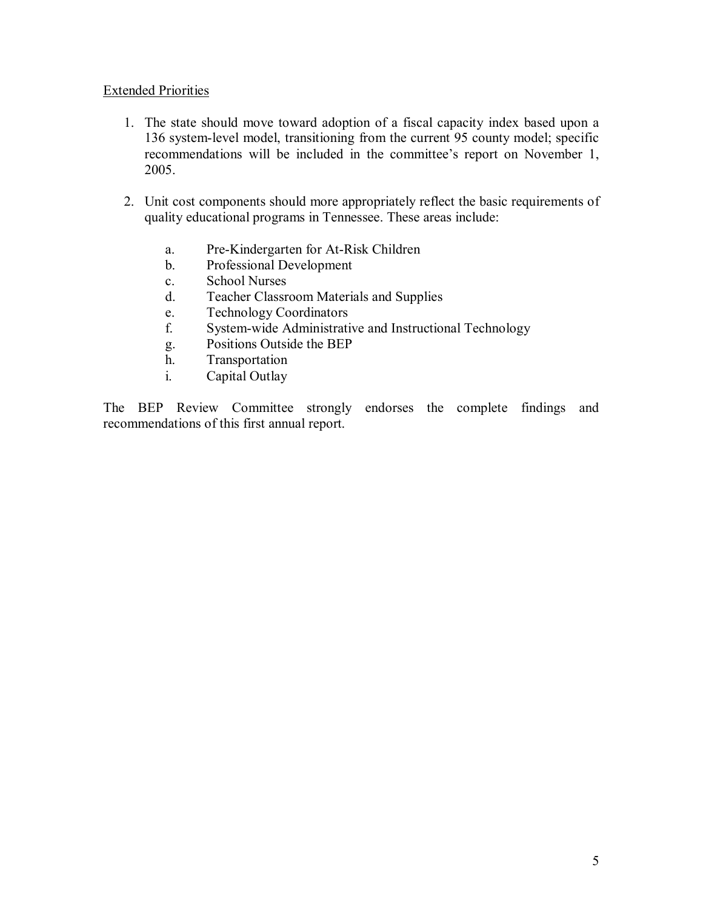<u>Extended Priorities</u>

1. The state should move toward adoption of a fiscal capacity index based upon a 136 system-level model, transitioning from the current 95 county model; specific recommendations will be included in the committee's report on November 1, 2005.

2. Unit cost components should more appropriately reflect the basic requirements of quality educational programs in Tennessee. These areas include:

    a. Pre-Kindergarten for At-Risk Children
    b. Professional Development
    c. School Nurses
    d. Teacher Classroom Materials and Supplies
    e. Technology Coordinators
    f. System-wide Administrative and Instructional Technology
    g. Positions Outside the BEP
    h. Transportation
    i. Capital Outlay

The BEP Review Committee strongly endorses the complete findings and recommendations of this first annual report.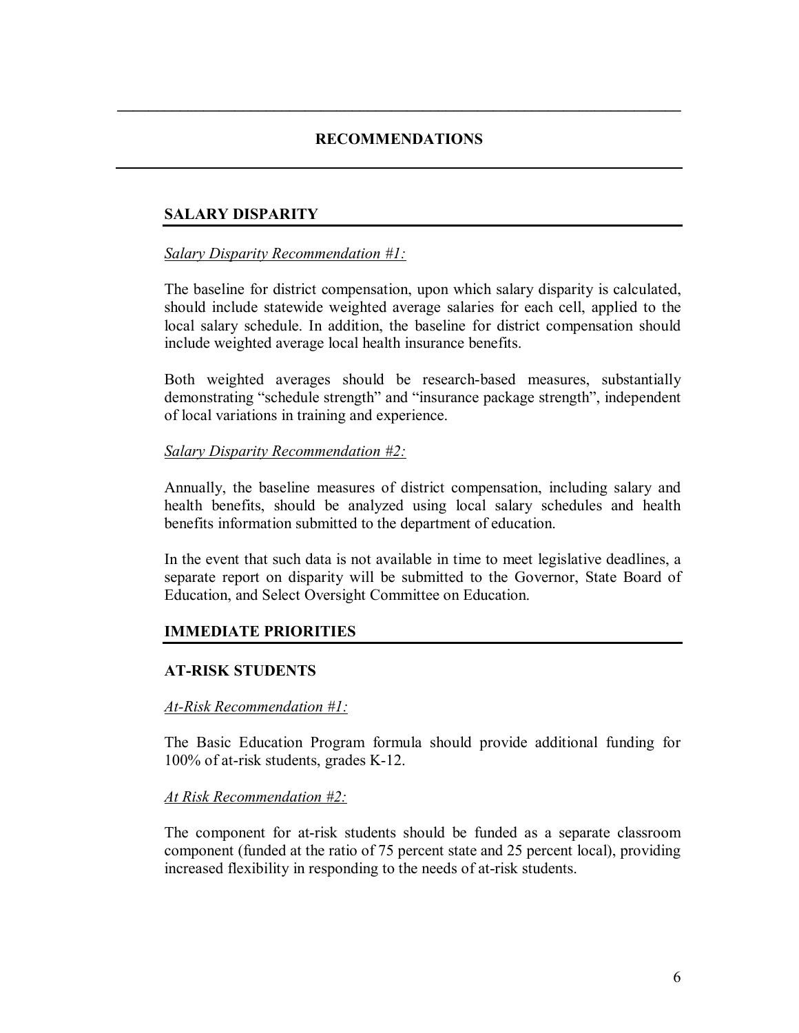# RECOMMENDATIONS

## SALARY DISPARITY

*Salary Disparity Recommendation #1:*

The baseline for district compensation, upon which salary disparity is calculated, should include statewide weighted average salaries for each cell, applied to the local salary schedule. In addition, the baseline for district compensation should include weighted average local health insurance benefits.

Both weighted averages should be research-based measures, substantially demonstrating "schedule strength" and "insurance package strength", independent of local variations in training and experience.

*Salary Disparity Recommendation #2:*

Annually, the baseline measures of district compensation, including salary and health benefits, should be analyzed using local salary schedules and health benefits information submitted to the department of education.

In the event that such data is not available in time to meet legislative deadlines, a separate report on disparity will be submitted to the Governor, State Board of Education, and Select Oversight Committee on Education.

## IMMEDIATE PRIORITIES

### AT-RISK STUDENTS

*At-Risk Recommendation #1:*

The Basic Education Program formula should provide additional funding for 100% of at-risk students, grades K-12.

*At Risk Recommendation #2:*

The component for at-risk students should be funded as a separate classroom component (funded at the ratio of 75 percent state and 25 percent local), providing increased flexibility in responding to the needs of at-risk students.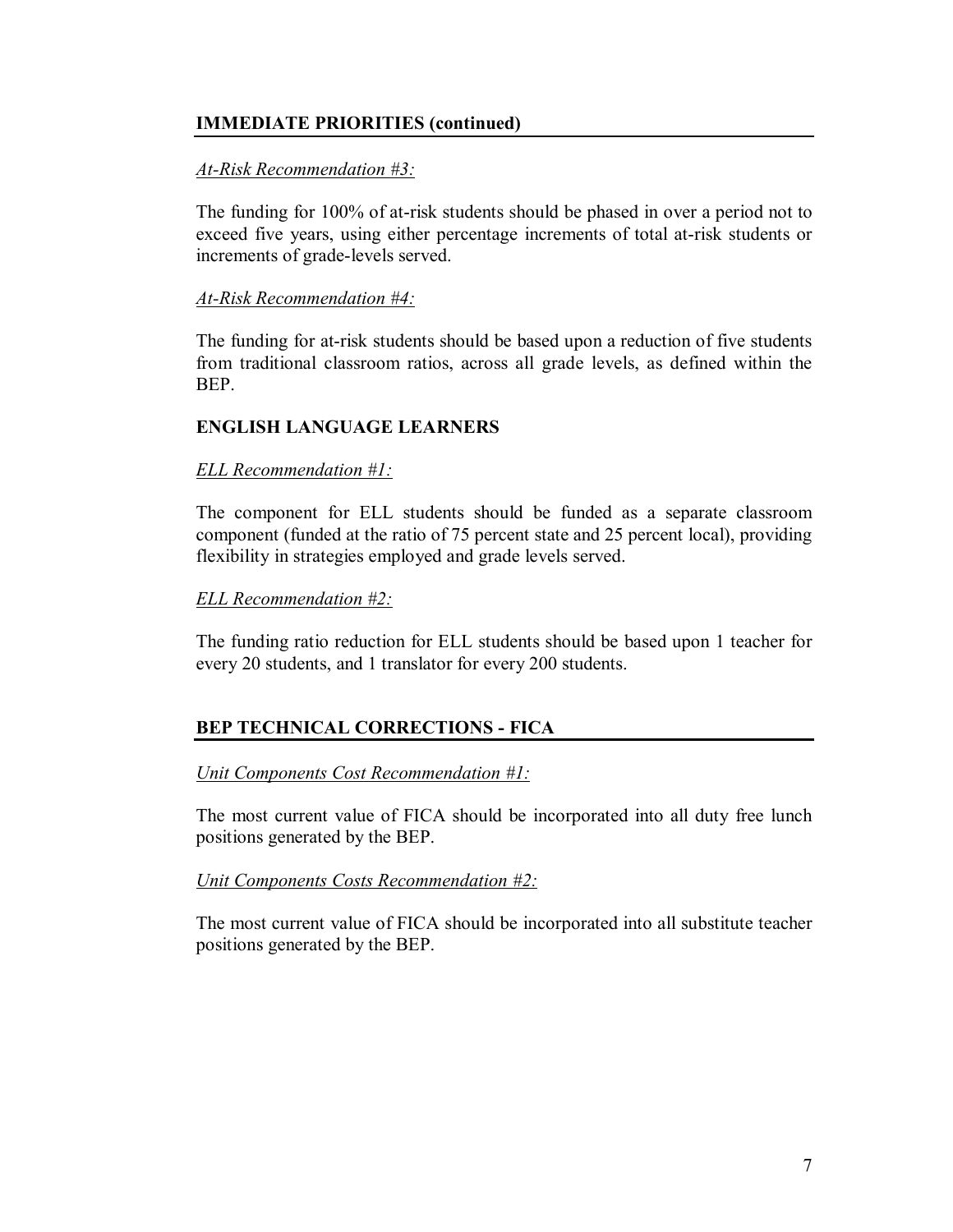## IMMEDIATE PRIORITIES (continued)

*At-Risk Recommendation #3:*

The funding for 100% of at-risk students should be phased in over a period not to exceed five years, using either percentage increments of total at-risk students or increments of grade-levels served.

*At-Risk Recommendation #4:*

The funding for at-risk students should be based upon a reduction of five students from traditional classroom ratios, across all grade levels, as defined within the BEP.

### ENGLISH LANGUAGE LEARNERS

*ELL Recommendation #1:*

The component for ELL students should be funded as a separate classroom component (funded at the ratio of 75 percent state and 25 percent local), providing flexibility in strategies employed and grade levels served.

*ELL Recommendation #2:*

The funding ratio reduction for ELL students should be based upon 1 teacher for every 20 students, and 1 translator for every 200 students.

## BEP TECHNICAL CORRECTIONS - FICA

*Unit Components Cost Recommendation #1:*

The most current value of FICA should be incorporated into all duty free lunch positions generated by the BEP.

*Unit Components Costs Recommendation #2:*

The most current value of FICA should be incorporated into all substitute teacher positions generated by the BEP.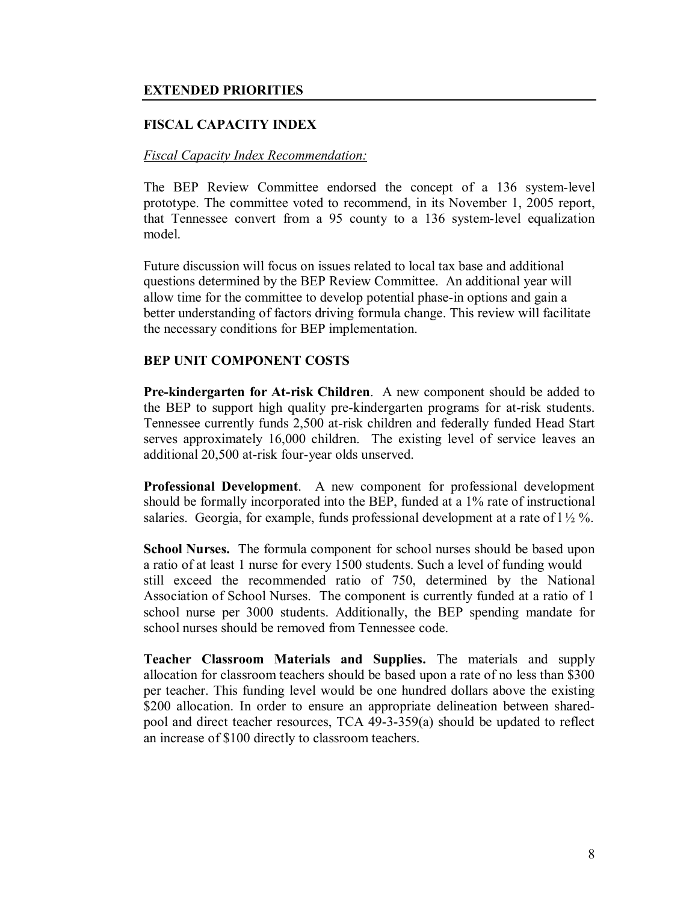## EXTENDED PRIORITIES

### FISCAL CAPACITY INDEX

*Fiscal Capacity Index Recommendation:*

The BEP Review Committee endorsed the concept of a 136 system-level prototype. The committee voted to recommend, in its November 1, 2005 report, that Tennessee convert from a 95 county to a 136 system-level equalization model.

Future discussion will focus on issues related to local tax base and additional questions determined by the BEP Review Committee. An additional year will allow time for the committee to develop potential phase-in options and gain a better understanding of factors driving formula change. This review will facilitate the necessary conditions for BEP implementation.

### BEP UNIT COMPONENT COSTS

**Pre-kindergarten for At-risk Children**. A new component should be added to the BEP to support high quality pre-kindergarten programs for at-risk students. Tennessee currently funds 2,500 at-risk children and federally funded Head Start serves approximately 16,000 children. The existing level of service leaves an additional 20,500 at-risk four-year olds unserved.

**Professional Development**. A new component for professional development should be formally incorporated into the BEP, funded at a 1% rate of instructional salaries. Georgia, for example, funds professional development at a rate of 1 ½ %.

**School Nurses.** The formula component for school nurses should be based upon a ratio of at least 1 nurse for every 1500 students. Such a level of funding would still exceed the recommended ratio of 750, determined by the National Association of School Nurses. The component is currently funded at a ratio of 1 school nurse per 3000 students. Additionally, the BEP spending mandate for school nurses should be removed from Tennessee code.

**Teacher Classroom Materials and Supplies.** The materials and supply allocation for classroom teachers should be based upon a rate of no less than $300 per teacher. This funding level would be one hundred dollars above the existing $200 allocation. In order to ensure an appropriate delineation between shared-pool and direct teacher resources, TCA 49-3-359(a) should be updated to reflect an increase of $100 directly to classroom teachers.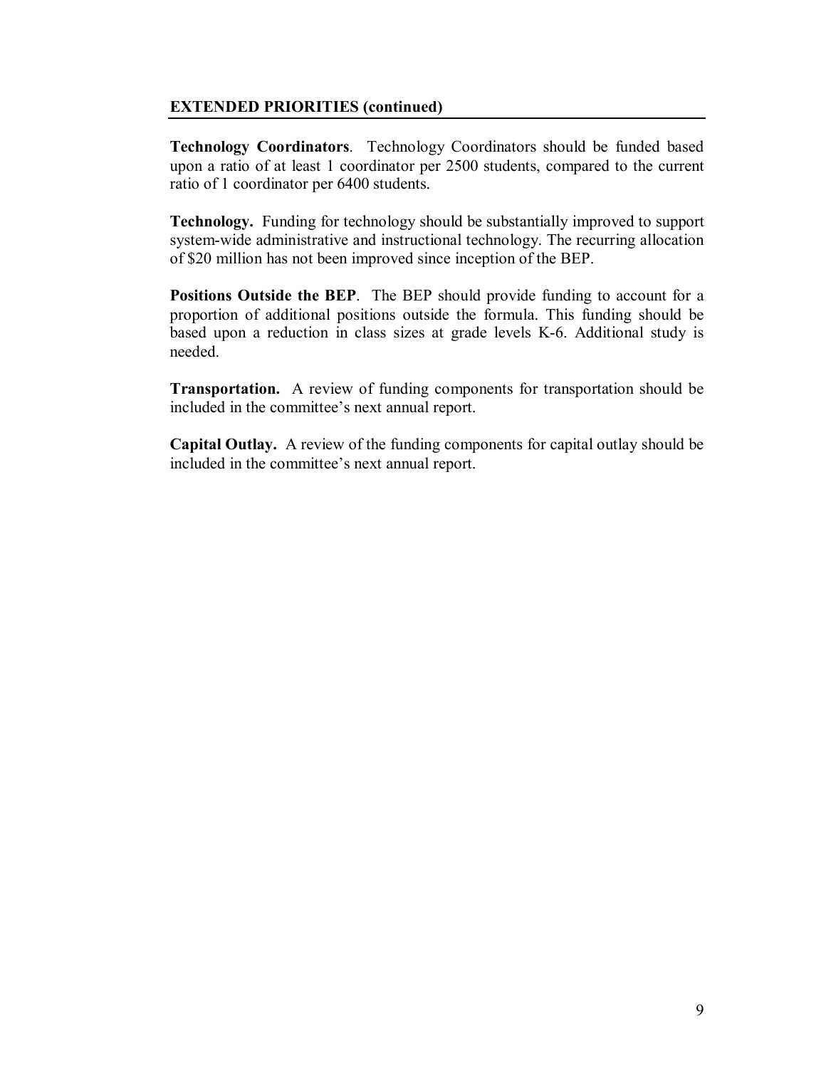## EXTENDED PRIORITIES (continued)

**Technology Coordinators**. Technology Coordinators should be funded based upon a ratio of at least 1 coordinator per 2500 students, compared to the current ratio of 1 coordinator per 6400 students.

**Technology.** Funding for technology should be substantially improved to support system-wide administrative and instructional technology. The recurring allocation of $20 million has not been improved since inception of the BEP.

**Positions Outside the BEP**. The BEP should provide funding to account for a proportion of additional positions outside the formula. This funding should be based upon a reduction in class sizes at grade levels K-6. Additional study is needed.

**Transportation.** A review of funding components for transportation should be included in the committee's next annual report.

**Capital Outlay.** A review of the funding components for capital outlay should be included in the committee's next annual report.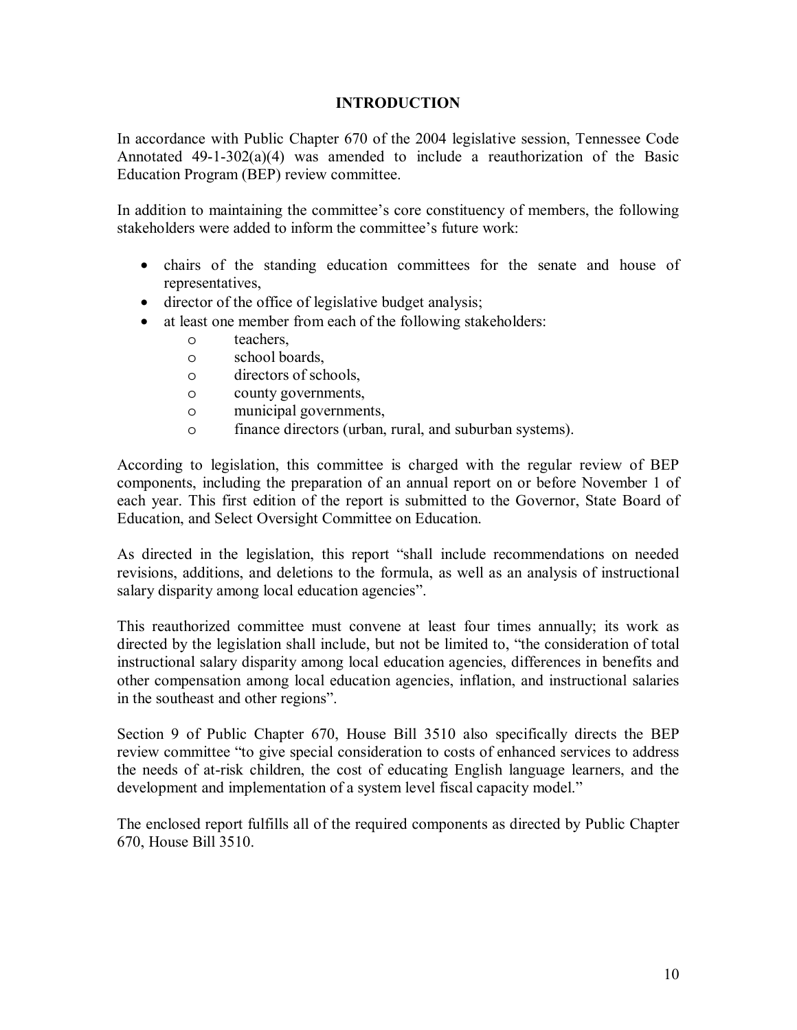# INTRODUCTION

In accordance with Public Chapter 670 of the 2004 legislative session, Tennessee Code Annotated 49-1-302(a)(4) was amended to include a reauthorization of the Basic Education Program (BEP) review committee.

In addition to maintaining the committee's core constituency of members, the following stakeholders were added to inform the committee's future work:

- chairs of the standing education committees for the senate and house of representatives,
- director of the office of legislative budget analysis;
- at least one member from each of the following stakeholders:
  - teachers,
  - school boards,
  - directors of schools,
  - county governments,
  - municipal governments,
  - finance directors (urban, rural, and suburban systems).

According to legislation, this committee is charged with the regular review of BEP components, including the preparation of an annual report on or before November 1 of each year. This first edition of the report is submitted to the Governor, State Board of Education, and Select Oversight Committee on Education.

As directed in the legislation, this report "shall include recommendations on needed revisions, additions, and deletions to the formula, as well as an analysis of instructional salary disparity among local education agencies".

This reauthorized committee must convene at least four times annually; its work as directed by the legislation shall include, but not be limited to, "the consideration of total instructional salary disparity among local education agencies, differences in benefits and other compensation among local education agencies, inflation, and instructional salaries in the southeast and other regions".

Section 9 of Public Chapter 670, House Bill 3510 also specifically directs the BEP review committee "to give special consideration to costs of enhanced services to address the needs of at-risk children, the cost of educating English language learners, and the development and implementation of a system level fiscal capacity model."

The enclosed report fulfills all of the required components as directed by Public Chapter 670, House Bill 3510.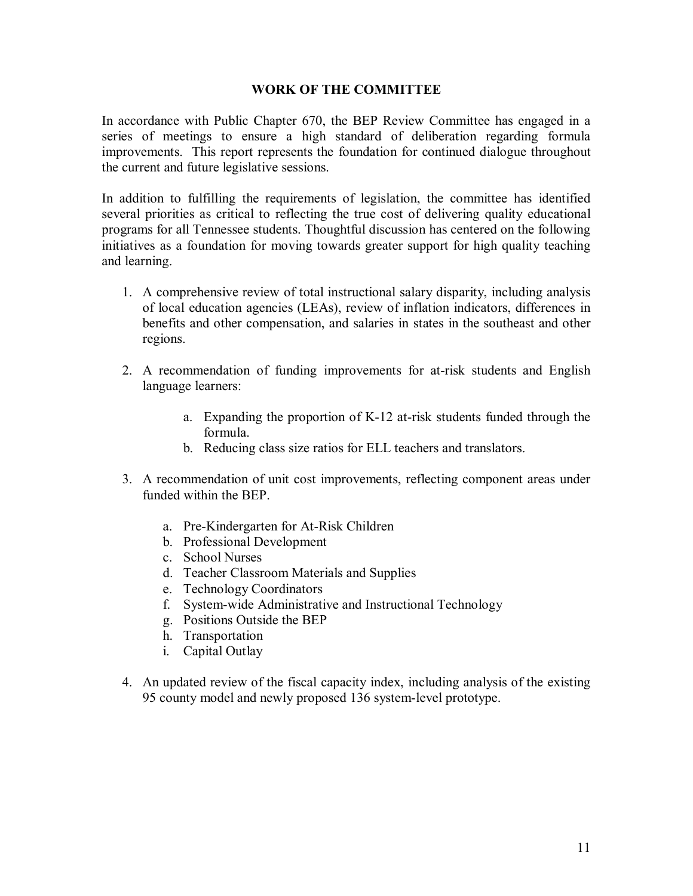## WORK OF THE COMMITTEE

In accordance with Public Chapter 670, the BEP Review Committee has engaged in a series of meetings to ensure a high standard of deliberation regarding formula improvements. This report represents the foundation for continued dialogue throughout the current and future legislative sessions.

In addition to fulfilling the requirements of legislation, the committee has identified several priorities as critical to reflecting the true cost of delivering quality educational programs for all Tennessee students. Thoughtful discussion has centered on the following initiatives as a foundation for moving towards greater support for high quality teaching and learning.

1. A comprehensive review of total instructional salary disparity, including analysis of local education agencies (LEAs), review of inflation indicators, differences in benefits and other compensation, and salaries in states in the southeast and other regions.

2. A recommendation of funding improvements for at-risk students and English language learners:

   a. Expanding the proportion of K-12 at-risk students funded through the formula.
   b. Reducing class size ratios for ELL teachers and translators.

3. A recommendation of unit cost improvements, reflecting component areas under funded within the BEP.

   a. Pre-Kindergarten for At-Risk Children
   b. Professional Development
   c. School Nurses
   d. Teacher Classroom Materials and Supplies
   e. Technology Coordinators
   f. System-wide Administrative and Instructional Technology
   g. Positions Outside the BEP
   h. Transportation
   i. Capital Outlay

4. An updated review of the fiscal capacity index, including analysis of the existing 95 county model and newly proposed 136 system-level prototype.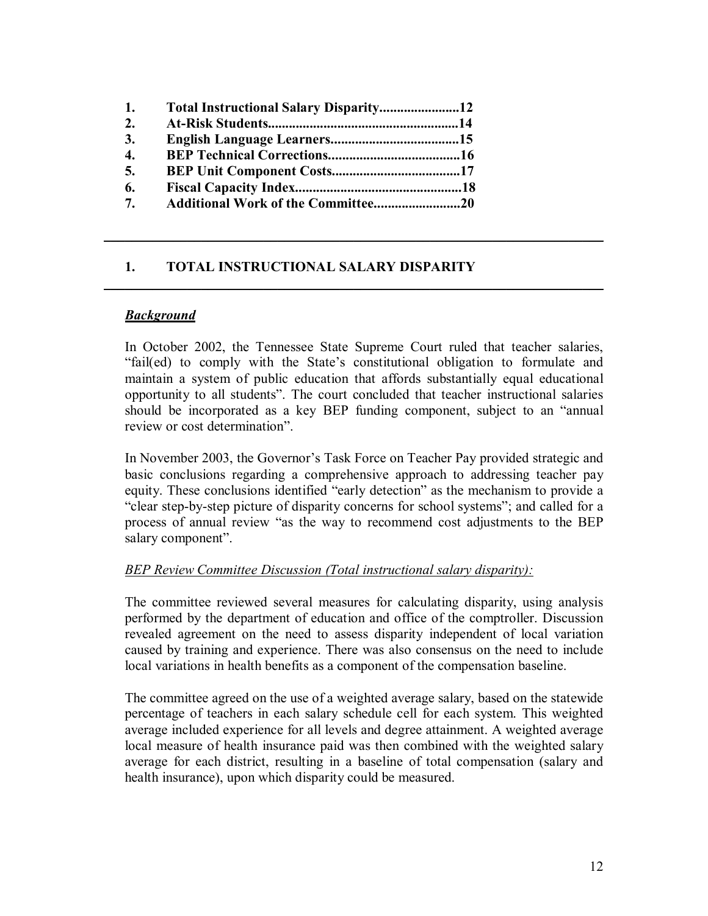1. **Total Instructional Salary Disparity.......................12**
2. **At-Risk Students......................................................14**
3. **English Language Learners.....................................15**
4. **BEP Technical Corrections......................................16**
5. **BEP Unit Component Costs.....................................17**
6. **Fiscal Capacity Index...............................................18**
7. **Additional Work of the Committee.........................20**

---

## 1. TOTAL INSTRUCTIONAL SALARY DISPARITY

---

### ***Background***

In October 2002, the Tennessee State Supreme Court ruled that teacher salaries, "fail(ed) to comply with the State's constitutional obligation to formulate and maintain a system of public education that affords substantially equal educational opportunity to all students". The court concluded that teacher instructional salaries should be incorporated as a key BEP funding component, subject to an "annual review or cost determination".

In November 2003, the Governor's Task Force on Teacher Pay provided strategic and basic conclusions regarding a comprehensive approach to addressing teacher pay equity. These conclusions identified "early detection" as the mechanism to provide a "clear step-by-step picture of disparity concerns for school systems"; and called for a process of annual review "as the way to recommend cost adjustments to the BEP salary component".

*BEP Review Committee Discussion (Total instructional salary disparity):*

The committee reviewed several measures for calculating disparity, using analysis performed by the department of education and office of the comptroller. Discussion revealed agreement on the need to assess disparity independent of local variation caused by training and experience. There was also consensus on the need to include local variations in health benefits as a component of the compensation baseline.

The committee agreed on the use of a weighted average salary, based on the statewide percentage of teachers in each salary schedule cell for each system. This weighted average included experience for all levels and degree attainment. A weighted average local measure of health insurance paid was then combined with the weighted salary average for each district, resulting in a baseline of total compensation (salary and health insurance), upon which disparity could be measured.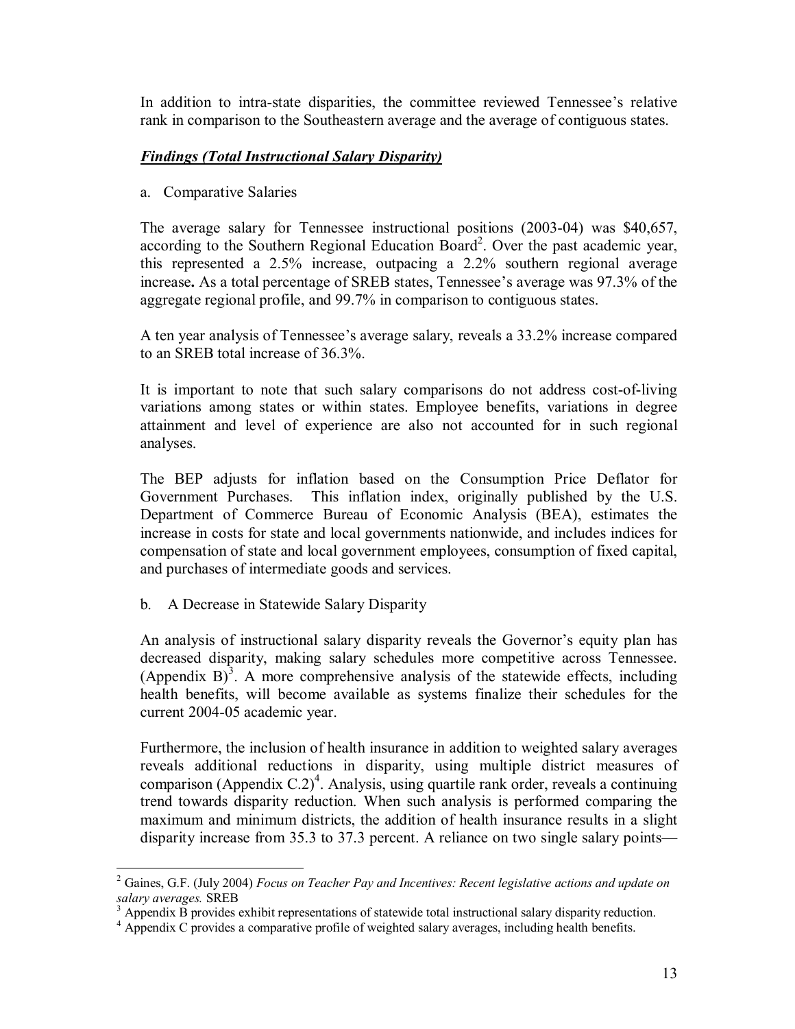In addition to intra-state disparities, the committee reviewed Tennessee's relative rank in comparison to the Southeastern average and the average of contiguous states.

***Findings (Total Instructional Salary Disparity)***

a. Comparative Salaries

The average salary for Tennessee instructional positions (2003-04) was $40,657, according to the Southern Regional Education Board[2]. Over the past academic year, this represented a 2.5% increase, outpacing a 2.2% southern regional average increase**.** As a total percentage of SREB states, Tennessee's average was 97.3% of the aggregate regional profile, and 99.7% in comparison to contiguous states.

A ten year analysis of Tennessee's average salary, reveals a 33.2% increase compared to an SREB total increase of 36.3%.

It is important to note that such salary comparisons do not address cost-of-living variations among states or within states. Employee benefits, variations in degree attainment and level of experience are also not accounted for in such regional analyses.

The BEP adjusts for inflation based on the Consumption Price Deflator for Government Purchases. This inflation index, originally published by the U.S. Department of Commerce Bureau of Economic Analysis (BEA), estimates the increase in costs for state and local governments nationwide, and includes indices for compensation of state and local government employees, consumption of fixed capital, and purchases of intermediate goods and services.

b. A Decrease in Statewide Salary Disparity

An analysis of instructional salary disparity reveals the Governor's equity plan has decreased disparity, making salary schedules more competitive across Tennessee. (Appendix B)[3]. A more comprehensive analysis of the statewide effects, including health benefits, will become available as systems finalize their schedules for the current 2004-05 academic year.

Furthermore, the inclusion of health insurance in addition to weighted salary averages reveals additional reductions in disparity, using multiple district measures of comparison (Appendix C.2)[4]. Analysis, using quartile rank order, reveals a continuing trend towards disparity reduction. When such analysis is performed comparing the maximum and minimum districts, the addition of health insurance results in a slight disparity increase from 35.3 to 37.3 percent. A reliance on two single salary points—

---

[2] Gaines, G.F. (July 2004) *Focus on Teacher Pay and Incentives: Recent legislative actions and update on salary averages.* SREB

[3] Appendix B provides exhibit representations of statewide total instructional salary disparity reduction.

[4] Appendix C provides a comparative profile of weighted salary averages, including health benefits.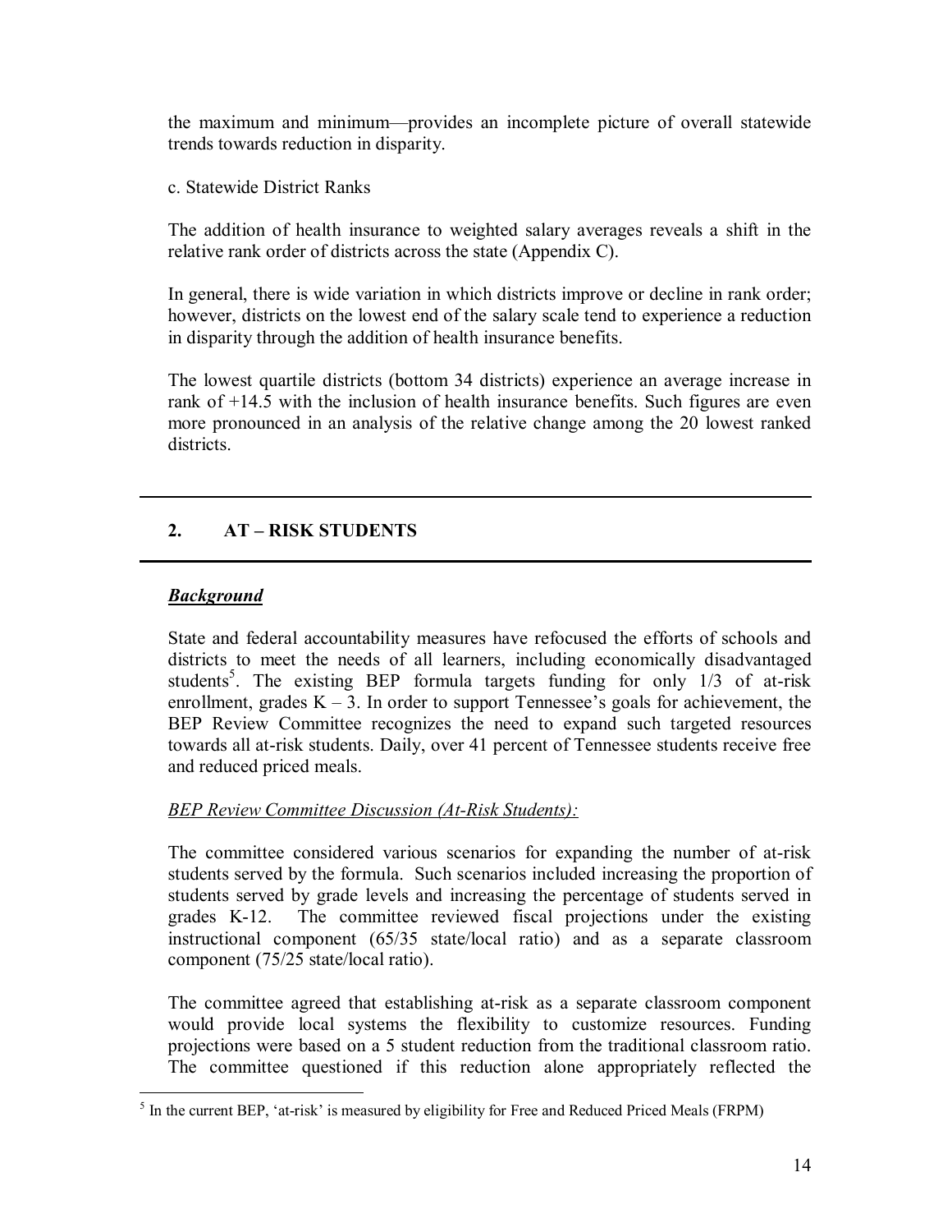the maximum and minimum—provides an incomplete picture of overall statewide trends towards reduction in disparity.

c. Statewide District Ranks

The addition of health insurance to weighted salary averages reveals a shift in the relative rank order of districts across the state (Appendix C).

In general, there is wide variation in which districts improve or decline in rank order; however, districts on the lowest end of the salary scale tend to experience a reduction in disparity through the addition of health insurance benefits.

The lowest quartile districts (bottom 34 districts) experience an average increase in rank of +14.5 with the inclusion of health insurance benefits. Such figures are even more pronounced in an analysis of the relative change among the 20 lowest ranked districts.

---

## 2. AT – RISK STUDENTS

---

***Background***

State and federal accountability measures have refocused the efforts of schools and districts to meet the needs of all learners, including economically disadvantaged students[5]. The existing BEP formula targets funding for only 1/3 of at-risk enrollment, grades K – 3. In order to support Tennessee's goals for achievement, the BEP Review Committee recognizes the need to expand such targeted resources towards all at-risk students. Daily, over 41 percent of Tennessee students receive free and reduced priced meals.

*BEP Review Committee Discussion (At-Risk Students):*

The committee considered various scenarios for expanding the number of at-risk students served by the formula. Such scenarios included increasing the proportion of students served by grade levels and increasing the percentage of students served in grades K-12. The committee reviewed fiscal projections under the existing instructional component (65/35 state/local ratio) and as a separate classroom component (75/25 state/local ratio).

The committee agreed that establishing at-risk as a separate classroom component would provide local systems the flexibility to customize resources. Funding projections were based on a 5 student reduction from the traditional classroom ratio. The committee questioned if this reduction alone appropriately reflected the

[5] In the current BEP, 'at-risk' is measured by eligibility for Free and Reduced Priced Meals (FRPM)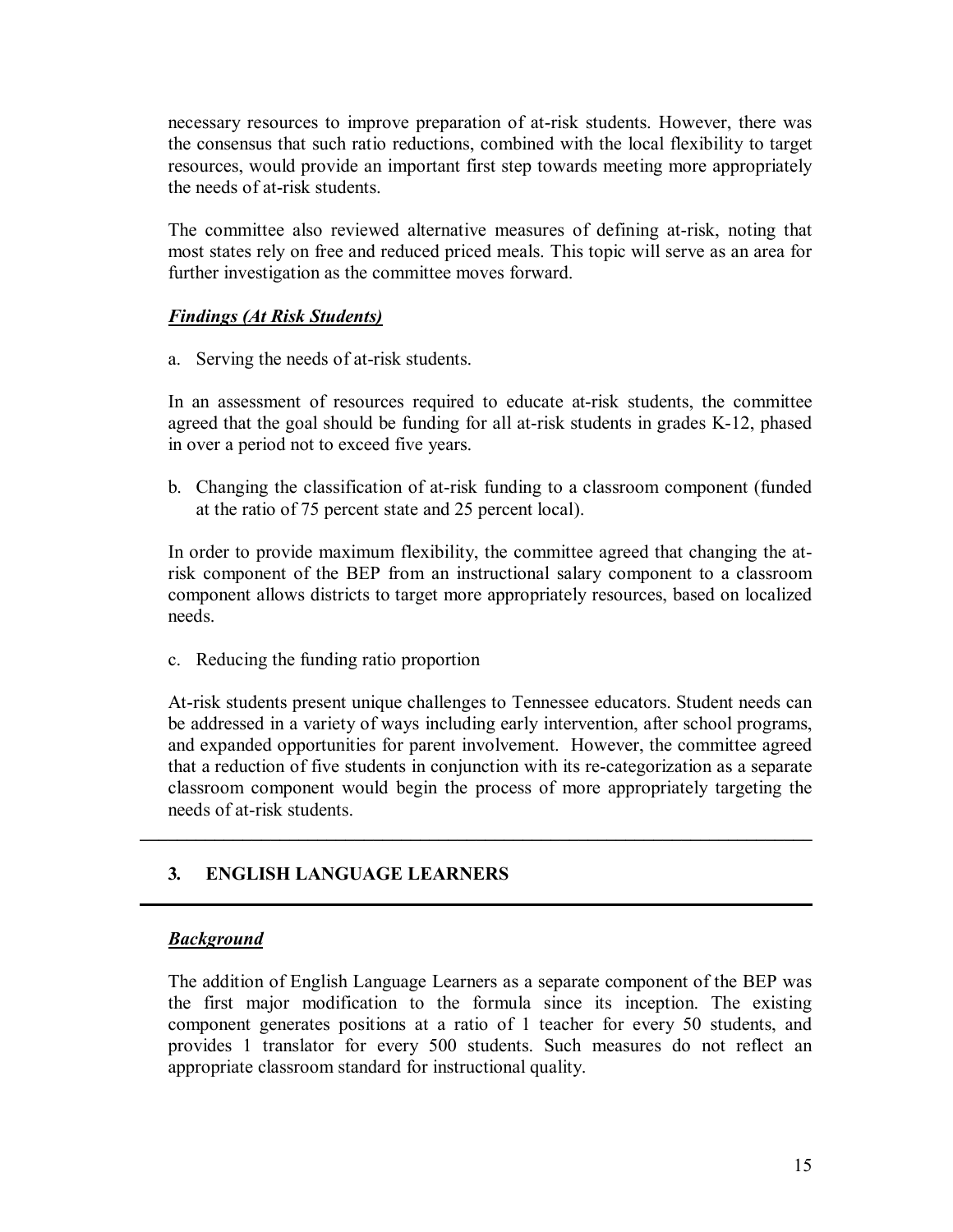necessary resources to improve preparation of at-risk students. However, there was the consensus that such ratio reductions, combined with the local flexibility to target resources, would provide an important first step towards meeting more appropriately the needs of at-risk students.

The committee also reviewed alternative measures of defining at-risk, noting that most states rely on free and reduced priced meals. This topic will serve as an area for further investigation as the committee moves forward.

***Findings (At Risk Students)***

a. Serving the needs of at-risk students.

In an assessment of resources required to educate at-risk students, the committee agreed that the goal should be funding for all at-risk students in grades K-12, phased in over a period not to exceed five years.

b. Changing the classification of at-risk funding to a classroom component (funded at the ratio of 75 percent state and 25 percent local).

In order to provide maximum flexibility, the committee agreed that changing the at-risk component of the BEP from an instructional salary component to a classroom component allows districts to target more appropriately resources, based on localized needs.

c. Reducing the funding ratio proportion

At-risk students present unique challenges to Tennessee educators. Student needs can be addressed in a variety of ways including early intervention, after school programs, and expanded opportunities for parent involvement. However, the committee agreed that a reduction of five students in conjunction with its re-categorization as a separate classroom component would begin the process of more appropriately targeting the needs of at-risk students.

---

## 3. ENGLISH LANGUAGE LEARNERS

---

***Background***

The addition of English Language Learners as a separate component of the BEP was the first major modification to the formula since its inception. The existing component generates positions at a ratio of 1 teacher for every 50 students, and provides 1 translator for every 500 students. Such measures do not reflect an appropriate classroom standard for instructional quality.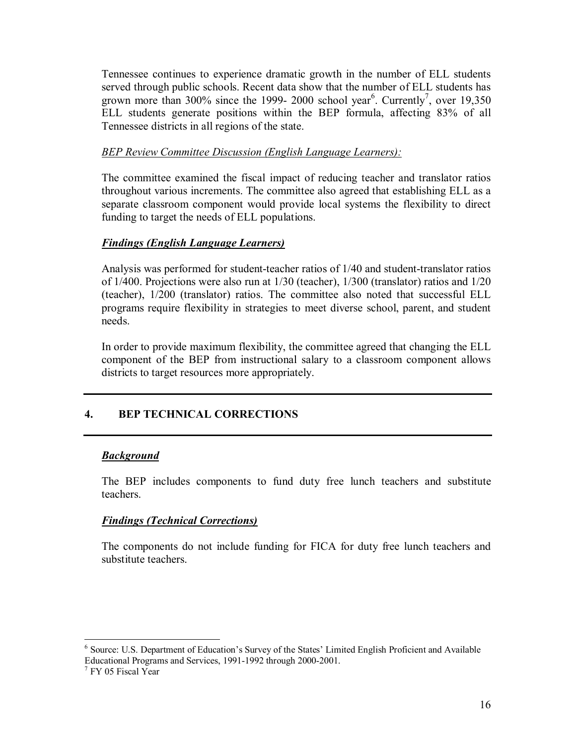Tennessee continues to experience dramatic growth in the number of ELL students served through public schools. Recent data show that the number of ELL students has grown more than 300% since the 1999- 2000 school year[6]. Currently[7], over 19,350 ELL students generate positions within the BEP formula, affecting 83% of all Tennessee districts in all regions of the state.

*BEP Review Committee Discussion (English Language Learners):*

The committee examined the fiscal impact of reducing teacher and translator ratios throughout various increments. The committee also agreed that establishing ELL as a separate classroom component would provide local systems the flexibility to direct funding to target the needs of ELL populations.

***Findings (English Language Learners)***

Analysis was performed for student-teacher ratios of 1/40 and student-translator ratios of 1/400. Projections were also run at 1/30 (teacher), 1/300 (translator) ratios and 1/20 (teacher), 1/200 (translator) ratios. The committee also noted that successful ELL programs require flexibility in strategies to meet diverse school, parent, and student needs.

In order to provide maximum flexibility, the committee agreed that changing the ELL component of the BEP from instructional salary to a classroom component allows districts to target resources more appropriately.

---

## 4. BEP TECHNICAL CORRECTIONS

---

***Background***

The BEP includes components to fund duty free lunch teachers and substitute teachers.

***Findings (Technical Corrections)***

The components do not include funding for FICA for duty free lunch teachers and substitute teachers.

---

[6] Source: U.S. Department of Education's Survey of the States' Limited English Proficient and Available Educational Programs and Services, 1991-1992 through 2000-2001.

[7] FY 05 Fiscal Year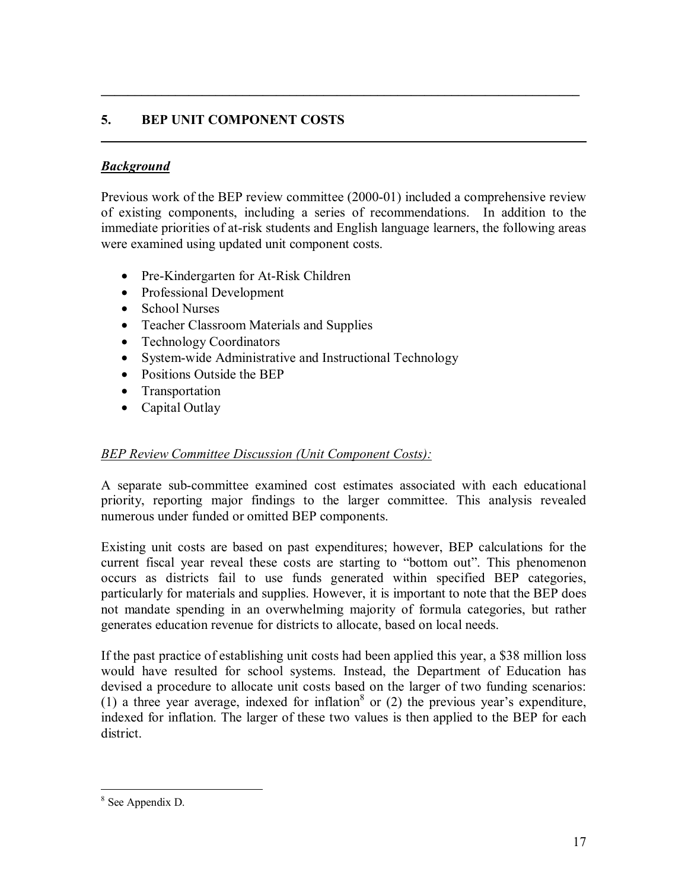## 5. BEP UNIT COMPONENT COSTS

***Background***

Previous work of the BEP review committee (2000-01) included a comprehensive review of existing components, including a series of recommendations. In addition to the immediate priorities of at-risk students and English language learners, the following areas were examined using updated unit component costs.

- Pre-Kindergarten for At-Risk Children
- Professional Development
- School Nurses
- Teacher Classroom Materials and Supplies
- Technology Coordinators
- System-wide Administrative and Instructional Technology
- Positions Outside the BEP
- Transportation
- Capital Outlay

*BEP Review Committee Discussion (Unit Component Costs):*

A separate sub-committee examined cost estimates associated with each educational priority, reporting major findings to the larger committee. This analysis revealed numerous under funded or omitted BEP components.

Existing unit costs are based on past expenditures; however, BEP calculations for the current fiscal year reveal these costs are starting to "bottom out". This phenomenon occurs as districts fail to use funds generated within specified BEP categories, particularly for materials and supplies. However, it is important to note that the BEP does not mandate spending in an overwhelming majority of formula categories, but rather generates education revenue for districts to allocate, based on local needs.

If the past practice of establishing unit costs had been applied this year, a $38 million loss would have resulted for school systems. Instead, the Department of Education has devised a procedure to allocate unit costs based on the larger of two funding scenarios: (1) a three year average, indexed for inflation[8] or (2) the previous year's expenditure, indexed for inflation. The larger of these two values is then applied to the BEP for each district.

---

[8] See Appendix D.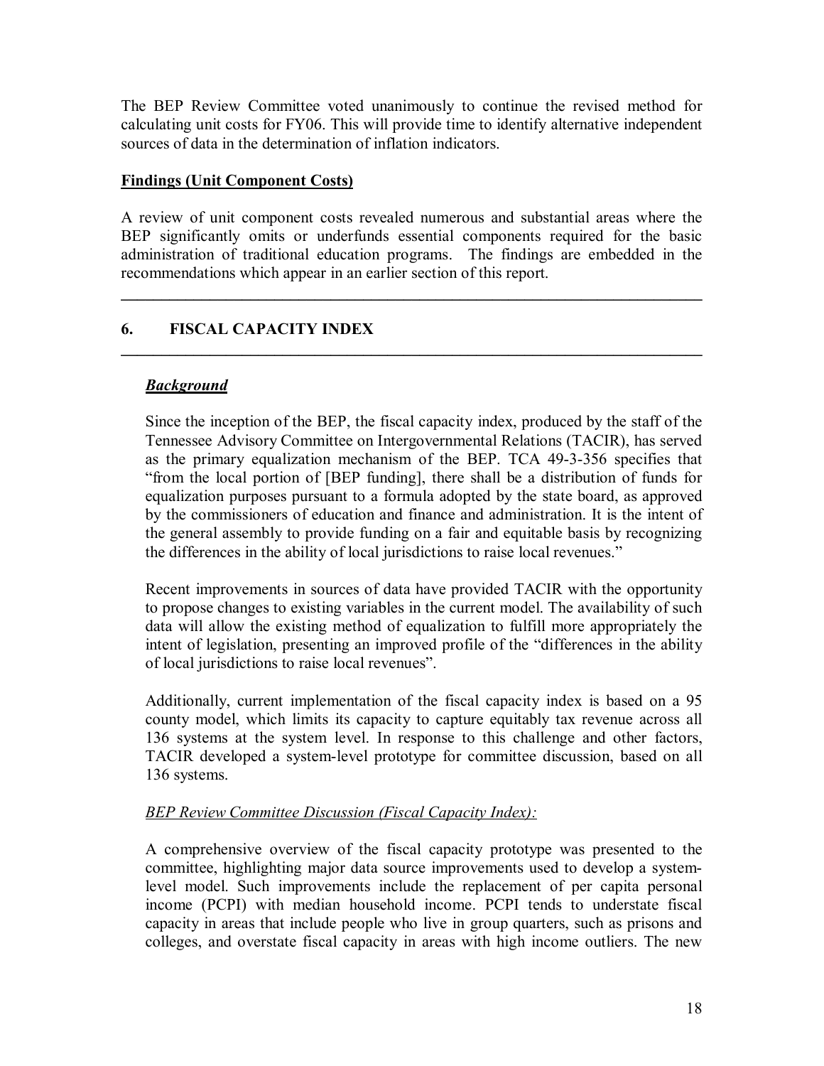The BEP Review Committee voted unanimously to continue the revised method for calculating unit costs for FY06. This will provide time to identify alternative independent sources of data in the determination of inflation indicators.

**Findings (Unit Component Costs)**

A review of unit component costs revealed numerous and substantial areas where the BEP significantly omits or underfunds essential components required for the basic administration of traditional education programs. The findings are embedded in the recommendations which appear in an earlier section of this report.

---

## 6. FISCAL CAPACITY INDEX

---

***Background***

Since the inception of the BEP, the fiscal capacity index, produced by the staff of the Tennessee Advisory Committee on Intergovernmental Relations (TACIR), has served as the primary equalization mechanism of the BEP. TCA 49-3-356 specifies that "from the local portion of [BEP funding], there shall be a distribution of funds for equalization purposes pursuant to a formula adopted by the state board, as approved by the commissioners of education and finance and administration. It is the intent of the general assembly to provide funding on a fair and equitable basis by recognizing the differences in the ability of local jurisdictions to raise local revenues."

Recent improvements in sources of data have provided TACIR with the opportunity to propose changes to existing variables in the current model. The availability of such data will allow the existing method of equalization to fulfill more appropriately the intent of legislation, presenting an improved profile of the "differences in the ability of local jurisdictions to raise local revenues".

Additionally, current implementation of the fiscal capacity index is based on a 95 county model, which limits its capacity to capture equitably tax revenue across all 136 systems at the system level. In response to this challenge and other factors, TACIR developed a system-level prototype for committee discussion, based on all 136 systems.

*BEP Review Committee Discussion (Fiscal Capacity Index):*

A comprehensive overview of the fiscal capacity prototype was presented to the committee, highlighting major data source improvements used to develop a system-level model. Such improvements include the replacement of per capita personal income (PCPI) with median household income. PCPI tends to understate fiscal capacity in areas that include people who live in group quarters, such as prisons and colleges, and overstate fiscal capacity in areas with high income outliers. The new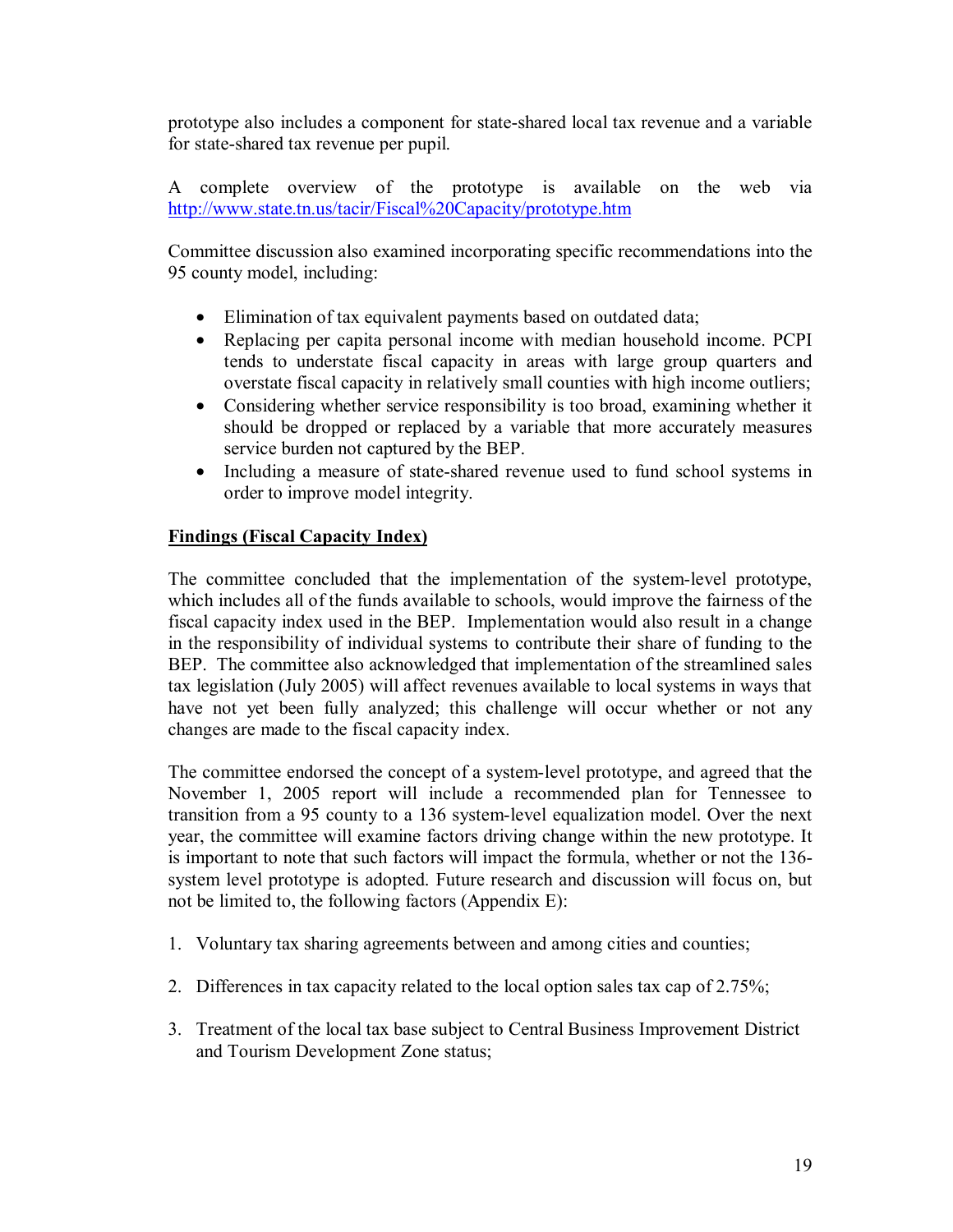prototype also includes a component for state-shared local tax revenue and a variable for state-shared tax revenue per pupil.

A complete overview of the prototype is available on the web via http://www.state.tn.us/tacir/Fiscal%20Capacity/prototype.htm

Committee discussion also examined incorporating specific recommendations into the 95 county model, including:

- Elimination of tax equivalent payments based on outdated data;
- Replacing per capita personal income with median household income. PCPI tends to understate fiscal capacity in areas with large group quarters and overstate fiscal capacity in relatively small counties with high income outliers;
- Considering whether service responsibility is too broad, examining whether it should be dropped or replaced by a variable that more accurately measures service burden not captured by the BEP.
- Including a measure of state-shared revenue used to fund school systems in order to improve model integrity.

**Findings (Fiscal Capacity Index)**

The committee concluded that the implementation of the system-level prototype, which includes all of the funds available to schools, would improve the fairness of the fiscal capacity index used in the BEP. Implementation would also result in a change in the responsibility of individual systems to contribute their share of funding to the BEP. The committee also acknowledged that implementation of the streamlined sales tax legislation (July 2005) will affect revenues available to local systems in ways that have not yet been fully analyzed; this challenge will occur whether or not any changes are made to the fiscal capacity index.

The committee endorsed the concept of a system-level prototype, and agreed that the November 1, 2005 report will include a recommended plan for Tennessee to transition from a 95 county to a 136 system-level equalization model. Over the next year, the committee will examine factors driving change within the new prototype. It is important to note that such factors will impact the formula, whether or not the 136-system level prototype is adopted. Future research and discussion will focus on, but not be limited to, the following factors (Appendix E):

1. Voluntary tax sharing agreements between and among cities and counties;

2. Differences in tax capacity related to the local option sales tax cap of 2.75%;

3. Treatment of the local tax base subject to Central Business Improvement District and Tourism Development Zone status;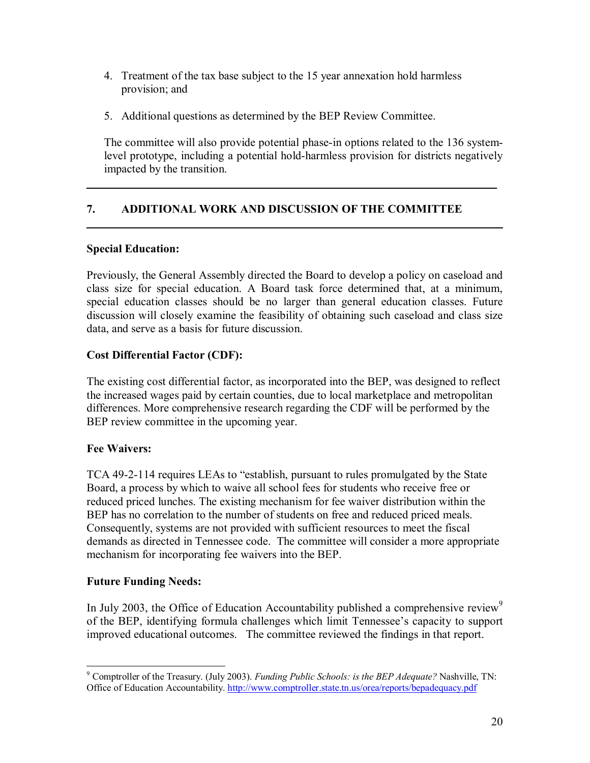4. Treatment of the tax base subject to the 15 year annexation hold harmless provision; and

5. Additional questions as determined by the BEP Review Committee.

The committee will also provide potential phase-in options related to the 136 system-level prototype, including a potential hold-harmless provision for districts negatively impacted by the transition.

---

## 7. ADDITIONAL WORK AND DISCUSSION OF THE COMMITTEE

---

**Special Education:**

Previously, the General Assembly directed the Board to develop a policy on caseload and class size for special education. A Board task force determined that, at a minimum, special education classes should be no larger than general education classes. Future discussion will closely examine the feasibility of obtaining such caseload and class size data, and serve as a basis for future discussion.

**Cost Differential Factor (CDF):**

The existing cost differential factor, as incorporated into the BEP, was designed to reflect the increased wages paid by certain counties, due to local marketplace and metropolitan differences. More comprehensive research regarding the CDF will be performed by the BEP review committee in the upcoming year.

**Fee Waivers:**

TCA 49-2-114 requires LEAs to "establish, pursuant to rules promulgated by the State Board, a process by which to waive all school fees for students who receive free or reduced priced lunches. The existing mechanism for fee waiver distribution within the BEP has no correlation to the number of students on free and reduced priced meals. Consequently, systems are not provided with sufficient resources to meet the fiscal demands as directed in Tennessee code. The committee will consider a more appropriate mechanism for incorporating fee waivers into the BEP.

**Future Funding Needs:**

In July 2003, the Office of Education Accountability published a comprehensive review[9] of the BEP, identifying formula challenges which limit Tennessee's capacity to support improved educational outcomes. The committee reviewed the findings in that report.

---

[9] Comptroller of the Treasury. (July 2003). *Funding Public Schools: is the BEP Adequate?* Nashville, TN: Office of Education Accountability. http://www.comptroller.state.tn.us/orea/reports/bepadequacy.pdf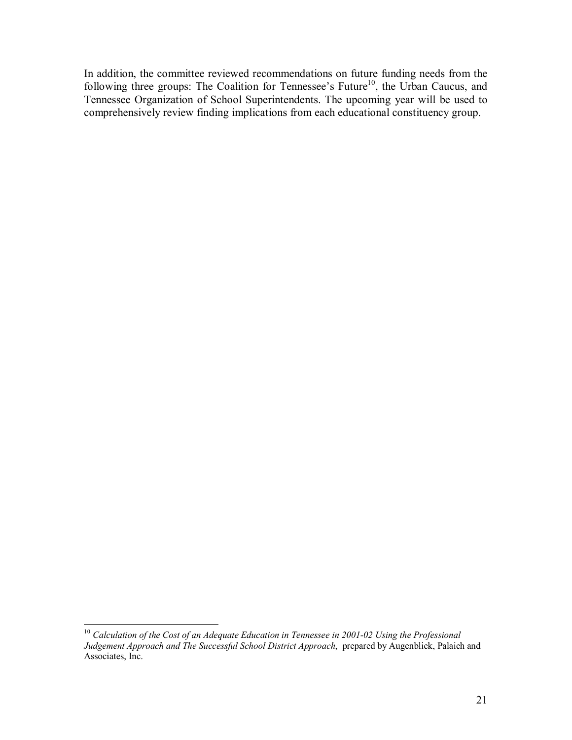In addition, the committee reviewed recommendations on future funding needs from the following three groups: The Coalition for Tennessee's Future[10], the Urban Caucus, and Tennessee Organization of School Superintendents. The upcoming year will be used to comprehensively review finding implications from each educational constituency group.

---

[10] *Calculation of the Cost of an Adequate Education in Tennessee in 2001-02 Using the Professional Judgement Approach and The Successful School District Approach*, prepared by Augenblick, Palaich and Associates, Inc.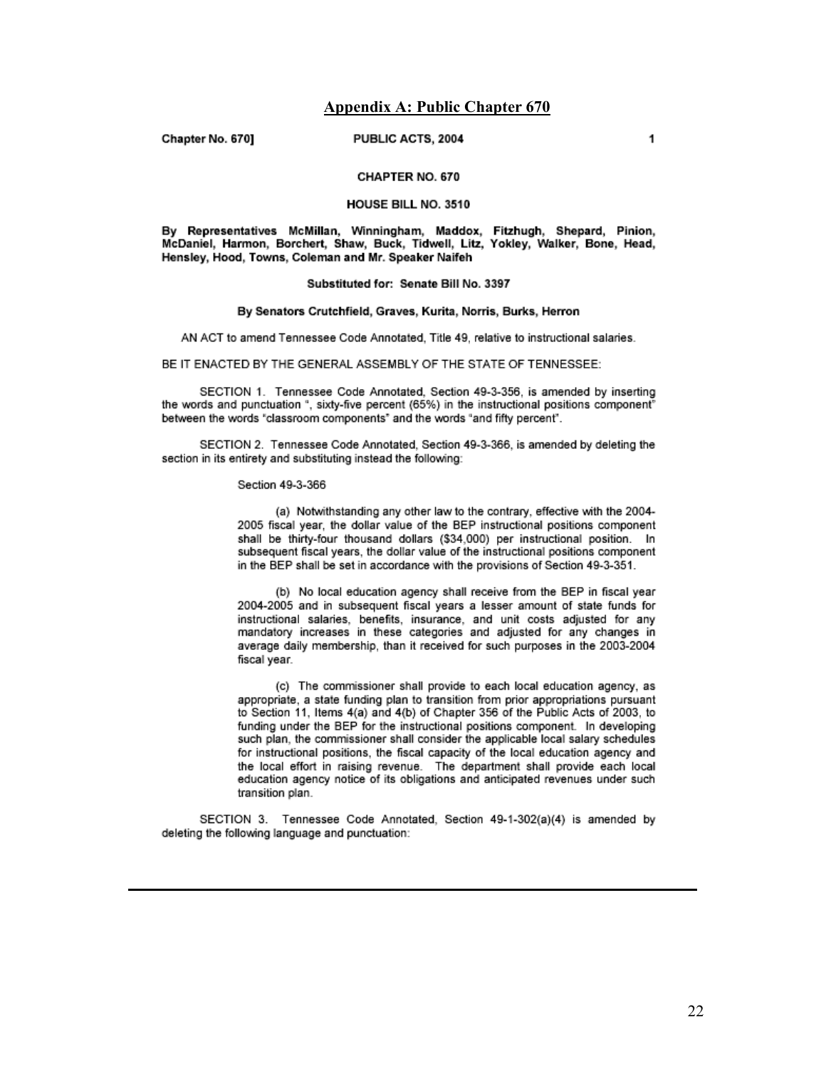## Appendix A: Public Chapter 670

Chapter No. 670] PUBLIC ACTS, 2004

CHAPTER NO. 670

HOUSE BILL NO. 3510

**By Representatives McMillan, Winningham, Maddox, Fitzhugh, Shepard, Pinion, McDaniel, Harmon, Borchert, Shaw, Buck, Tidwell, Litz, Yokley, Walker, Bone, Head, Hensley, Hood, Towns, Coleman and Mr. Speaker Naifeh**

**Substituted for: Senate Bill No. 3397**

**By Senators Crutchfield, Graves, Kurita, Norris, Burks, Herron**

AN ACT to amend Tennessee Code Annotated, Title 49, relative to instructional salaries.

BE IT ENACTED BY THE GENERAL ASSEMBLY OF THE STATE OF TENNESSEE:

SECTION 1. Tennessee Code Annotated, Section 49-3-356, is amended by inserting the words and punctuation ", sixty-five percent (65%) in the instructional positions component" between the words "classroom components" and the words "and fifty percent".

SECTION 2. Tennessee Code Annotated, Section 49-3-366, is amended by deleting the section in its entirety and substituting instead the following:

Section 49-3-366

(a) Notwithstanding any other law to the contrary, effective with the 2004-2005 fiscal year, the dollar value of the BEP instructional positions component shall be thirty-four thousand dollars ($34,000) per instructional position. In subsequent fiscal years, the dollar value of the instructional positions component in the BEP shall be set in accordance with the provisions of Section 49-3-351.

(b) No local education agency shall receive from the BEP in fiscal year 2004-2005 and in subsequent fiscal years a lesser amount of state funds for instructional salaries, benefits, insurance, and unit costs adjusted for any mandatory increases in these categories and adjusted for any changes in average daily membership, than it received for such purposes in the 2003-2004 fiscal year.

(c) The commissioner shall provide to each local education agency, as appropriate, a state funding plan to transition from prior appropriations pursuant to Section 11, Items 4(a) and 4(b) of Chapter 356 of the Public Acts of 2003, to funding under the BEP for the instructional positions component. In developing such plan, the commissioner shall consider the applicable local salary schedules for instructional positions, the fiscal capacity of the local education agency and the local effort in raising revenue. The department shall provide each local education agency notice of its obligations and anticipated revenues under such transition plan.

SECTION 3. Tennessee Code Annotated, Section 49-1-302(a)(4) is amended by deleting the following language and punctuation: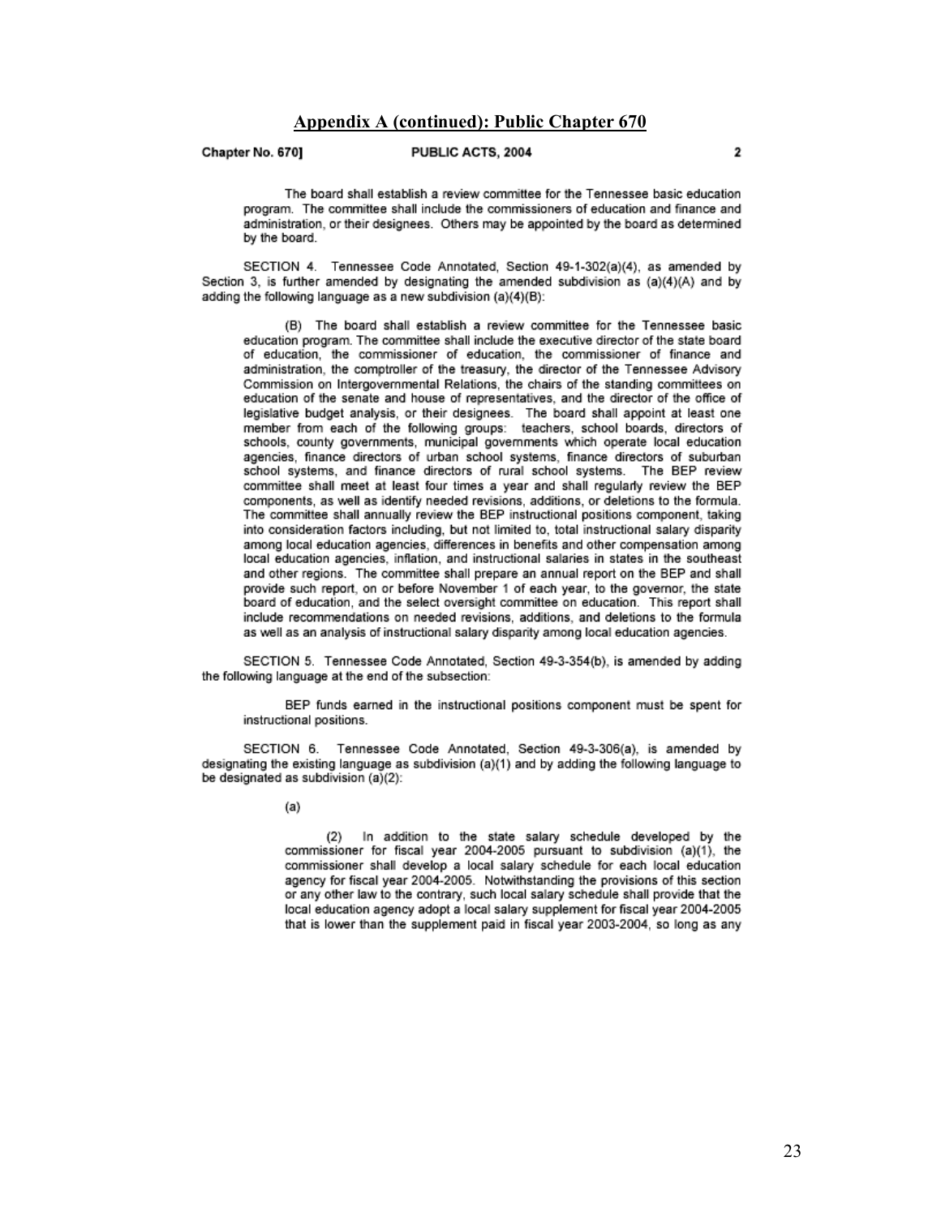## Appendix A (continued): Public Chapter 670

**Chapter No. 670] PUBLIC ACTS, 2004**

The board shall establish a review committee for the Tennessee basic education program. The committee shall include the commissioners of education and finance and administration, or their designees. Others may be appointed by the board as determined by the board.

SECTION 4. Tennessee Code Annotated, Section 49-1-302(a)(4), as amended by Section 3, is further amended by designating the amended subdivision as (a)(4)(A) and by adding the following language as a new subdivision (a)(4)(B):

(B) The board shall establish a review committee for the Tennessee basic education program. The committee shall include the executive director of the state board of education, the commissioner of education, the commissioner of finance and administration, the comptroller of the treasury, the director of the Tennessee Advisory Commission on Intergovernmental Relations, the chairs of the standing committees on education of the senate and house of representatives, and the director of the office of legislative budget analysis, or their designees. The board shall appoint at least one member from each of the following groups: teachers, school boards, directors of schools, county governments, municipal governments which operate local education agencies, finance directors of urban school systems, finance directors of suburban school systems, and finance directors of rural school systems. The BEP review committee shall meet at least four times a year and shall regularly review the BEP components, as well as identify needed revisions, additions, or deletions to the formula. The committee shall annually review the BEP instructional positions component, taking into consideration factors including, but not limited to, total instructional salary disparity among local education agencies, differences in benefits and other compensation among local education agencies, inflation, and instructional salaries in states in the southeast and other regions. The committee shall prepare an annual report on the BEP and shall provide such report, on or before November 1 of each year, to the governor, the state board of education, and the select oversight committee on education. This report shall include recommendations on needed revisions, additions, and deletions to the formula as well as an analysis of instructional salary disparity among local education agencies.

SECTION 5. Tennessee Code Annotated, Section 49-3-354(b), is amended by adding the following language at the end of the subsection:

BEP funds earned in the instructional positions component must be spent for instructional positions.

SECTION 6. Tennessee Code Annotated, Section 49-3-306(a), is amended by designating the existing language as subdivision (a)(1) and by adding the following language to be designated as subdivision (a)(2):

(a)

(2) In addition to the state salary schedule developed by the commissioner for fiscal year 2004-2005 pursuant to subdivision (a)(1), the commissioner shall develop a local salary schedule for each local education agency for fiscal year 2004-2005. Notwithstanding the provisions of this section or any other law to the contrary, such local salary schedule shall provide that the local education agency adopt a local salary supplement for fiscal year 2004-2005 that is lower than the supplement paid in fiscal year 2003-2004, so long as any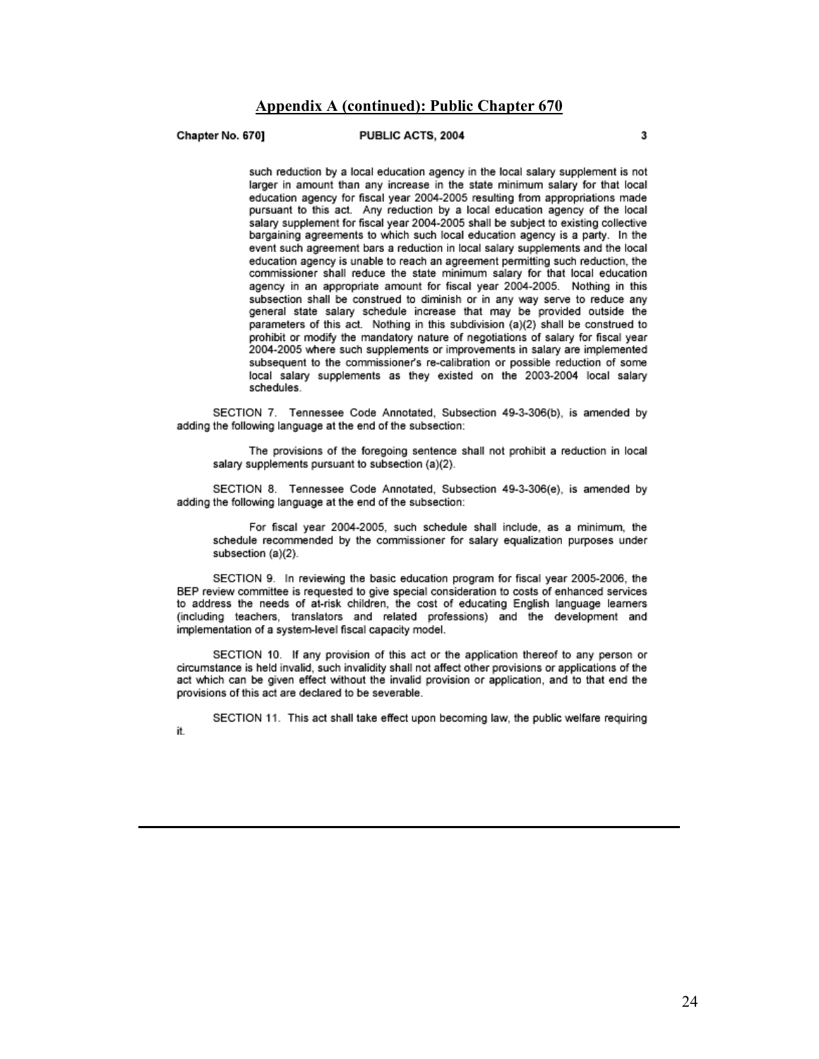## Appendix A (continued): Public Chapter 670

such reduction by a local education agency in the local salary supplement is not larger in amount than any increase in the state minimum salary for that local education agency for fiscal year 2004-2005 resulting from appropriations made pursuant to this act. Any reduction by a local education agency of the local salary supplement for fiscal year 2004-2005 shall be subject to existing collective bargaining agreements to which such local education agency is a party. In the event such agreement bars a reduction in local salary supplements and the local education agency is unable to reach an agreement permitting such reduction, the commissioner shall reduce the state minimum salary for that local education agency in an appropriate amount for fiscal year 2004-2005. Nothing in this subsection shall be construed to diminish or in any way serve to reduce any general state salary schedule increase that may be provided outside the parameters of this act. Nothing in this subdivision (a)(2) shall be construed to prohibit or modify the mandatory nature of negotiations of salary for fiscal year 2004-2005 where such supplements or improvements in salary are implemented subsequent to the commissioner's re-calibration or possible reduction of some local salary supplements as they existed on the 2003-2004 local salary schedules.

SECTION 7. Tennessee Code Annotated, Subsection 49-3-306(b), is amended by adding the following language at the end of the subsection:

> The provisions of the foregoing sentence shall not prohibit a reduction in local salary supplements pursuant to subsection (a)(2).

SECTION 8. Tennessee Code Annotated, Subsection 49-3-306(e), is amended by adding the following language at the end of the subsection:

> For fiscal year 2004-2005, such schedule shall include, as a minimum, the schedule recommended by the commissioner for salary equalization purposes under subsection (a)(2).

SECTION 9. In reviewing the basic education program for fiscal year 2005-2006, the BEP review committee is requested to give special consideration to costs of enhanced services to address the needs of at-risk children, the cost of educating English language learners (including teachers, translators and related professions) and the development and implementation of a system-level fiscal capacity model.

SECTION 10. If any provision of this act or the application thereof to any person or circumstance is held invalid, such invalidity shall not affect other provisions or applications of the act which can be given effect without the invalid provision or application, and to that end the provisions of this act are declared to be severable.

SECTION 11. This act shall take effect upon becoming law, the public welfare requiring it.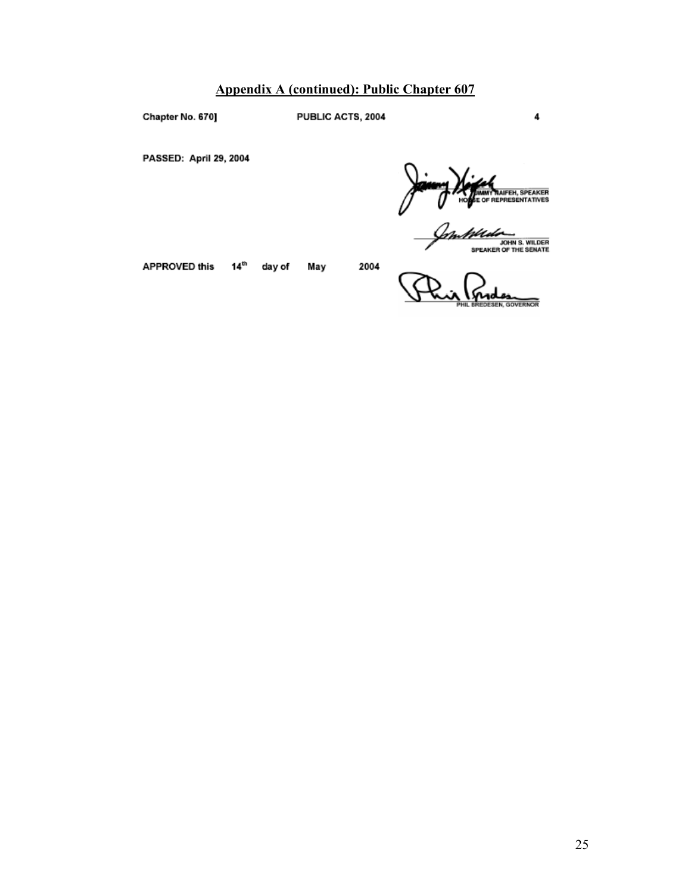## Appendix A (continued): Public Chapter 607

Chapter No. 670] PUBLIC ACTS, 2004 4

PASSED: April 29, 2004

JIMMY NAIFEH, SPEAKER
HOUSE OF REPRESENTATIVES

JOHN S. WILDER
SPEAKER OF THE SENATE

APPROVED this 14th day of May 2004

PHIL BREDESEN, GOVERNOR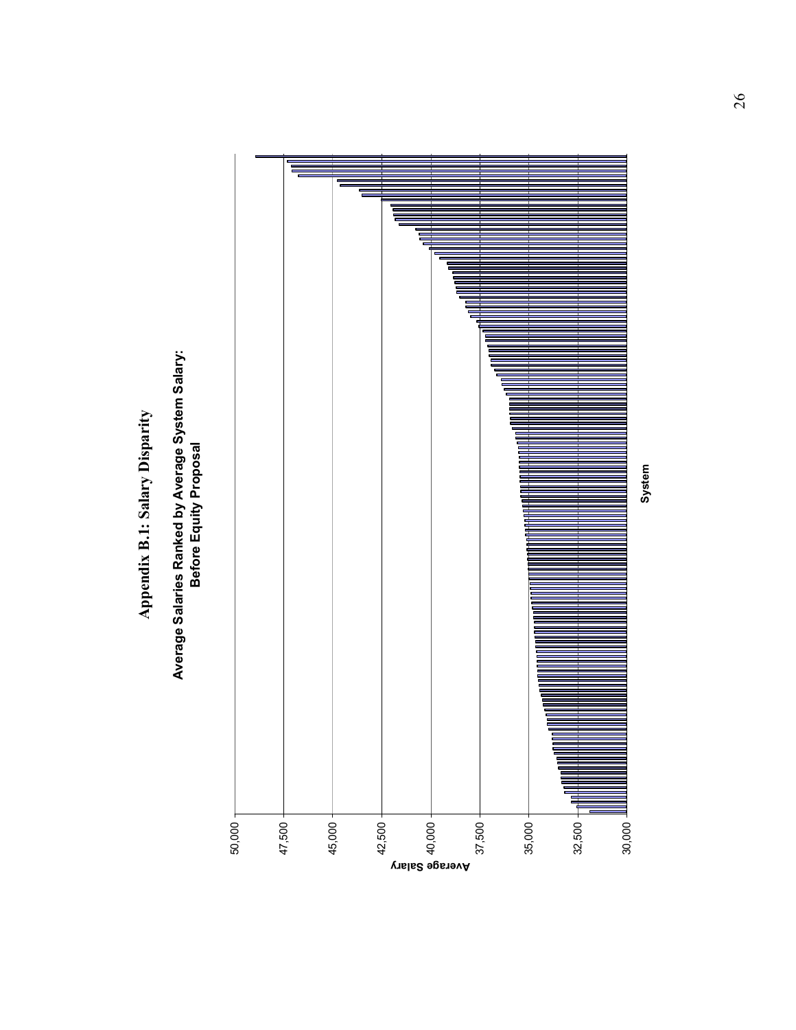# Appendix B.1: Salary Disparity

**Average Salaries Ranked by Average System Salary: Before Equity Proposal**

Average Salary

50,000
47,500
45,000
42,500
40,000
37,500
35,000
32,500
30,000

System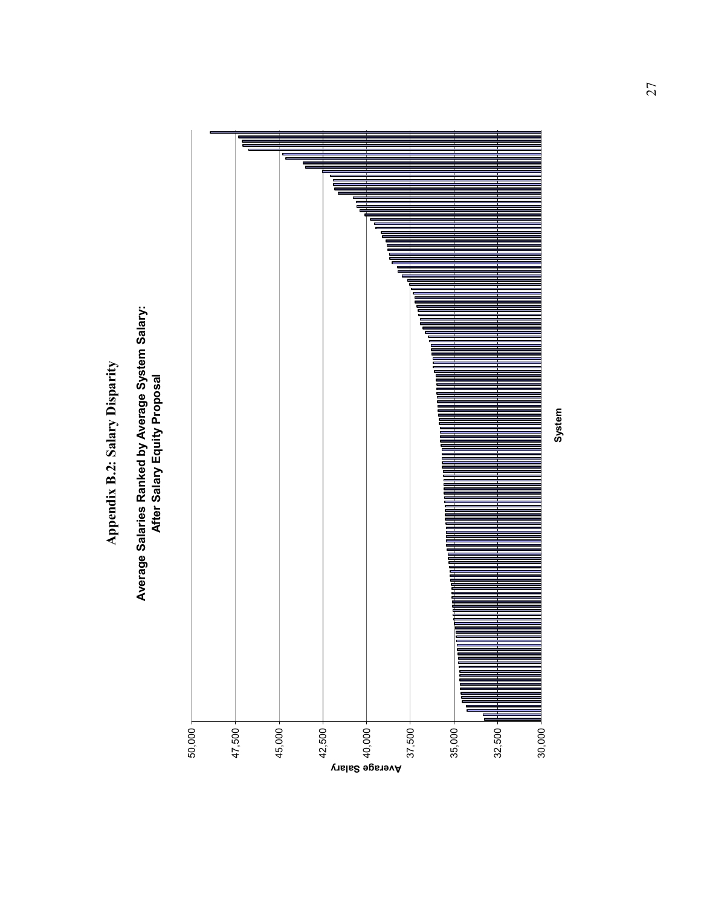# Appendix B.2: Salary Disparity

## Average Salaries Ranked by Average System Salary: After Salary Equity Proposal

Average Salary

50,000
47,500
45,000
42,500
40,000
37,500
35,000
32,500
30,000

System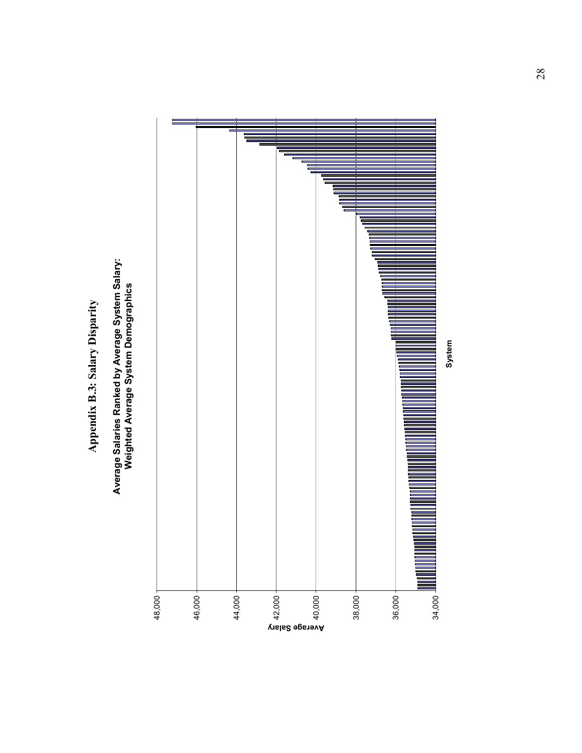# Appendix B.3: Salary Disparity

**Average Salaries Ranked by Average System Salary: Weighted Average System Demographics**

Average Salary

48,000
46,000
44,000
42,000
40,000
38,000
36,000
34,000

System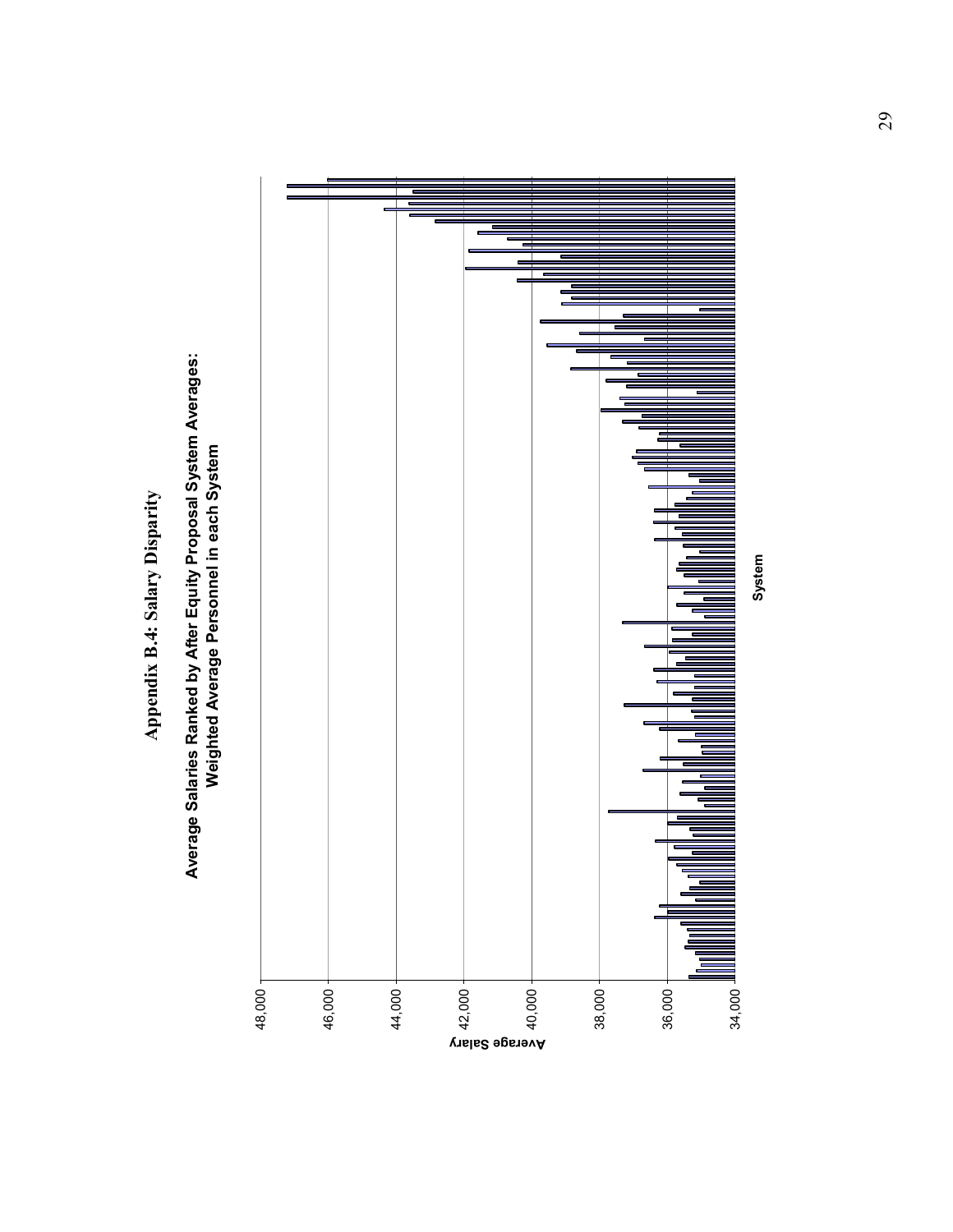# Appendix B.4: Salary Disparity

## Average Salaries Ranked by After Equity Proposal System Averages: Weighted Average Personnel in each System

Average Salary

48,000
46,000
44,000
42,000
40,000
38,000
36,000
34,000

System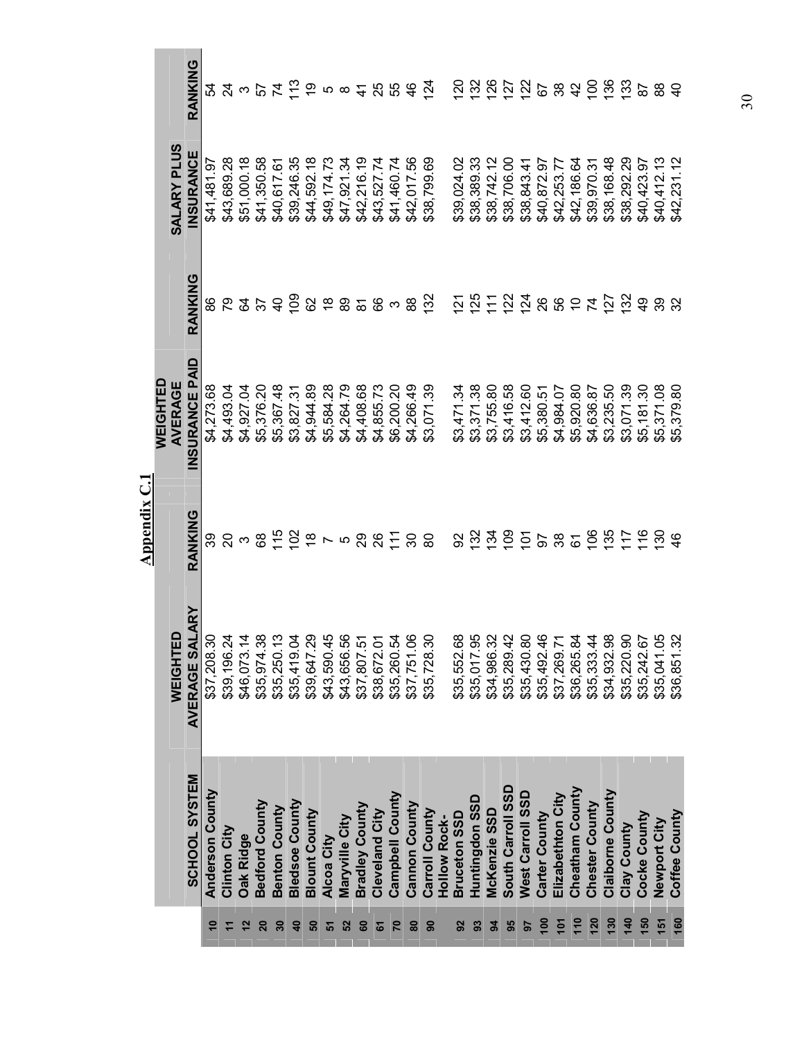# Appendix C.1

| | SCHOOL SYSTEM | WEIGHTED AVERAGE SALARY | RANKING | WEIGHTED AVERAGE INSURANCE PAID | RANKING | SALARY PLUS INSURANCE | RANKING |
|---|---|---|---|---|---|---|---|
| 10 | Anderson County | $37,208.30 | 39 | $4,273.68 | 86 | $41,481.97 | 54 |
| 11 | Clinton City | $39,196.24 | 20 | $4,493.04 | 79 | $43,689.28 | 24 |
| 12 | Oak Ridge | $46,073.14 | 3 | $4,927.04 | 64 | $51,000.18 | 3 |
| 20 | Bedford County | $35,974.38 | 68 | $5,376.20 | 37 | $41,350.58 | 57 |
| 30 | Benton County | $35,250.13 | 115 | $5,367.48 | 40 | $40,617.61 | 74 |
| 40 | Bledsoe County | $35,419.04 | 102 | $3,827.31 | 109 | $39,246.35 | 113 |
| 50 | Blount County | $39,647.29 | 18 | $4,944.89 | 62 | $44,592.18 | 19 |
| 51 | Alcoa City | $43,590.45 | 7 | $5,584.28 | 18 | $49,174.73 | 5 |
| 52 | Maryville City | $43,656.56 | 5 | $4,264.79 | 89 | $47,921.34 | 8 |
| 60 | Bradley County | $37,807.51 | 29 | $4,408.68 | 81 | $42,216.19 | 41 |
| 61 | Cleveland City | $38,672.01 | 26 | $4,855.73 | 66 | $43,527.74 | 25 |
| 70 | Campbell County | $35,260.54 | 111 | $6,200.20 | 3 | $41,460.74 | 55 |
| 80 | Cannon County | $37,751.06 | 30 | $4,266.49 | 88 | $42,017.56 | 46 |
| 90 | Carroll County | $35,728.30 | 80 | $3,071.39 | 132 | $38,799.69 | 124 |
| 92 | Hollow Rock-Bruceton SSD | $35,552.68 | 92 | $3,471.34 | 121 | $39,024.02 | 120 |
| 93 | Huntingdon SSD | $35,017.95 | 132 | $3,371.38 | 125 | $38,389.33 | 132 |
| 94 | McKenzie SSD | $34,986.32 | 134 | $3,755.80 | 111 | $38,742.12 | 126 |
| 95 | South Carroll SSD | $35,289.42 | 109 | $3,416.58 | 122 | $38,706.00 | 127 |
| 97 | West Carroll SSD | $35,430.80 | 101 | $3,412.60 | 124 | $38,843.41 | 122 |
| 100 | Carter County | $35,492.46 | 97 | $5,380.51 | 26 | $40,872.97 | 67 |
| 101 | Elizabethton City | $37,269.71 | 38 | $4,984.07 | 56 | $42,253.77 | 38 |
| 110 | Cheatham County | $36,265.84 | 61 | $5,920.80 | 10 | $42,186.64 | 42 |
| 120 | Chester County | $35,333.44 | 106 | $4,636.87 | 74 | $39,970.31 | 100 |
| 130 | Claiborne County | $34,932.98 | 135 | $3,235.50 | 127 | $38,168.48 | 136 |
| 140 | Clay County | $35,220.90 | 117 | $3,071.39 | 132 | $38,292.29 | 133 |
| 150 | Cocke County | $35,242.67 | 116 | $5,181.30 | 49 | $40,423.97 | 87 |
| 151 | Newport City | $35,041.05 | 130 | $5,371.08 | 39 | $40,412.13 | 88 |
| 160 | Coffee County | $36,851.32 | 46 | $5,379.80 | 32 | $42,231.12 | 40 |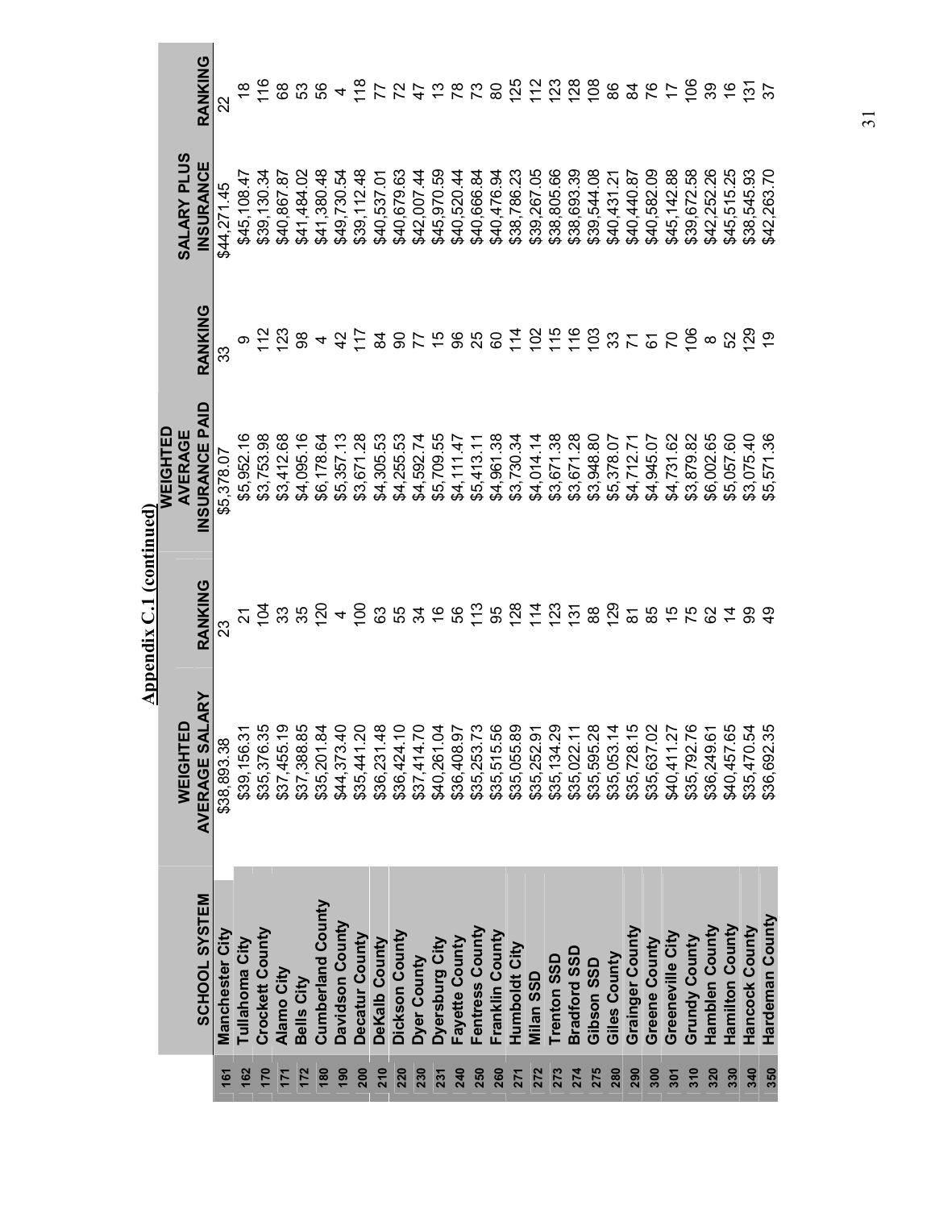## Appendix C.1 (continued)

| | SCHOOL SYSTEM | WEIGHTED AVERAGE SALARY | RANKING | WEIGHTED AVERAGE INSURANCE PAID | RANKING | SALARY PLUS INSURANCE | RANKING |
|---|---|---|---|---|---|---|---|
| 161 | Manchester City | $38,893.38 | 23 | $5,378.07 | 33 | $44,271.45 | 22 |
| 162 | Tullahoma City | $39,156.31 | 21 | $5,952.16 | 9 | $45,108.47 | 18 |
| 170 | Crockett County | $35,376.35 | 104 | $3,753.98 | 112 | $39,130.34 | 116 |
| 171 | Alamo City | $37,455.19 | 33 | $3,412.68 | 123 | $40,867.87 | 68 |
| 172 | Bells City | $37,388.85 | 35 | $4,095.16 | 98 | $41,484.02 | 53 |
| 180 | Cumberland County | $35,201.84 | 120 | $6,178.64 | 4 | $41,380.48 | 56 |
| 190 | Davidson County | $44,373.40 | 4 | $5,357.13 | 42 | $49,730.54 | 4 |
| 200 | Decatur County | $35,441.20 | 100 | $3,671.28 | 117 | $39,112.48 | 118 |
| 210 | DeKalb County | $36,231.48 | 63 | $4,305.53 | 84 | $40,537.01 | 77 |
| 220 | Dickson County | $36,424.10 | 55 | $4,255.53 | 90 | $40,679.63 | 72 |
| 230 | Dyer County | $37,414.70 | 34 | $4,592.74 | 77 | $42,007.44 | 47 |
| 231 | Dyersburg City | $40,261.04 | 16 | $5,709.55 | 15 | $45,970.59 | 13 |
| 240 | Fayette County | $36,408.97 | 56 | $4,111.47 | 96 | $40,520.44 | 78 |
| 250 | Fentress County | $35,253.73 | 113 | $5,413.11 | 25 | $40,666.84 | 73 |
| 260 | Franklin County | $35,515.56 | 95 | $4,961.38 | 60 | $40,476.94 | 80 |
| 271 | Humboldt City | $35,055.89 | 128 | $3,730.34 | 114 | $38,786.23 | 125 |
| 272 | Milan SSD | $35,252.91 | 114 | $4,014.14 | 102 | $39,267.05 | 112 |
| 273 | Trenton SSD | $35,134.29 | 123 | $3,671.38 | 115 | $38,805.66 | 123 |
| 274 | Bradford SSD | $35,022.11 | 131 | $3,671.28 | 116 | $38,693.39 | 128 |
| 275 | Gibson SSD | $35,595.28 | 88 | $3,948.80 | 103 | $39,544.08 | 108 |
| 280 | Giles County | $35,053.14 | 129 | $5,378.07 | 33 | $40,431.21 | 86 |
| 290 | Grainger County | $35,728.15 | 81 | $4,712.71 | 71 | $40,440.87 | 84 |
| 300 | Greene County | $35,637.02 | 85 | $4,945.07 | 61 | $40,582.09 | 76 |
| 301 | Greeneville City | $40,411.27 | 15 | $4,731.62 | 70 | $45,142.88 | 17 |
| 310 | Grundy County | $35,792.76 | 75 | $3,879.82 | 106 | $39,672.58 | 106 |
| 320 | Hamblen County | $36,249.61 | 62 | $6,002.65 | 8 | $42,252.26 | 39 |
| 330 | Hamilton County | $40,457.65 | 14 | $5,057.60 | 52 | $45,515.25 | 16 |
| 340 | Hancock County | $35,470.54 | 99 | $3,075.40 | 129 | $38,545.93 | 131 |
| 350 | Hardeman County | $36,692.35 | 49 | $5,571.36 | 19 | $42,263.70 | 37 |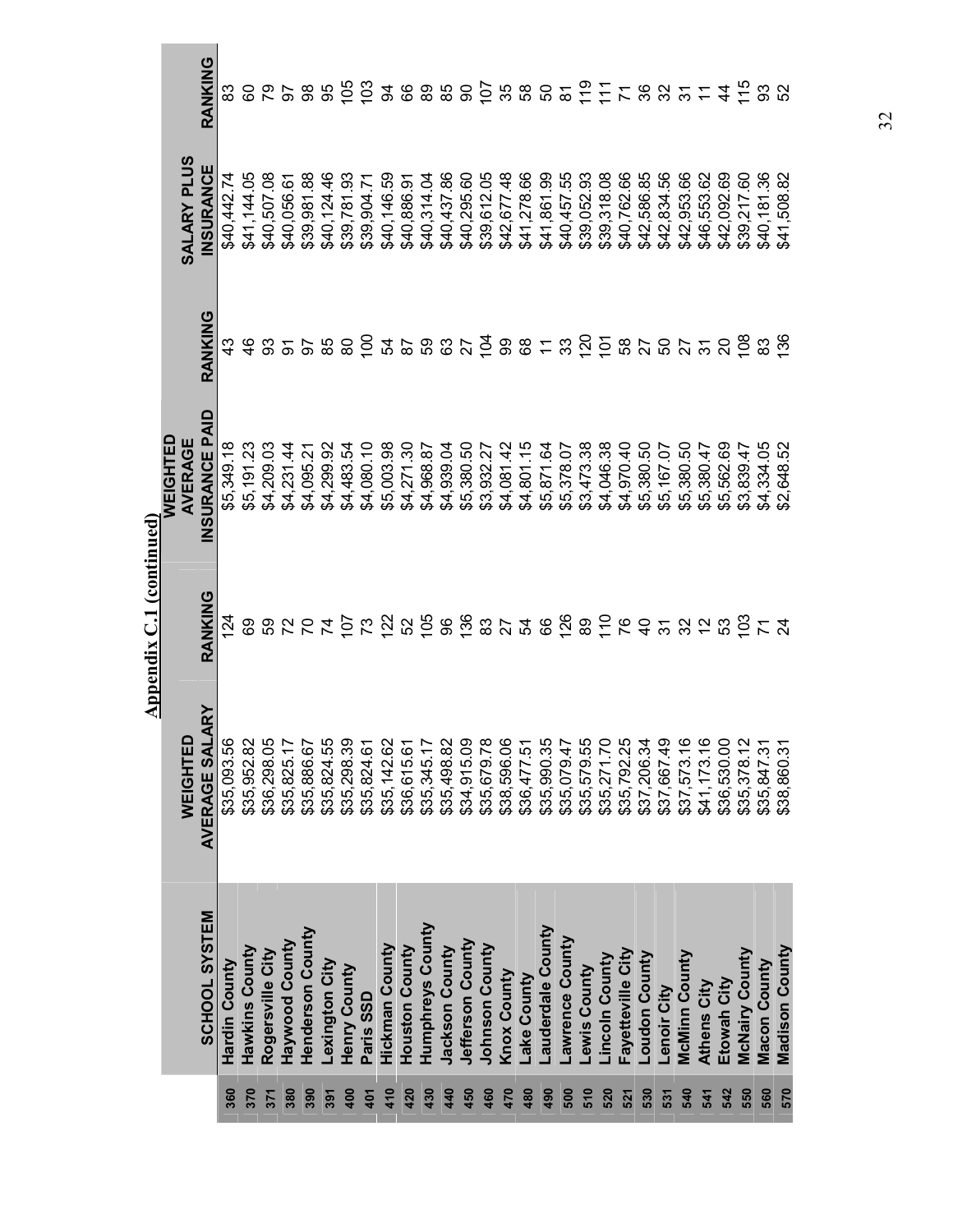# Appendix C.1 (continued)

| | SCHOOL SYSTEM | WEIGHTED AVERAGE SALARY | RANKING | WEIGHTED AVERAGE INSURANCE PAID | RANKING | SALARY PLUS INSURANCE | RANKING |
|---|---|---|---|---|---|---|---|
| 360 | Hardin County | $35,093.56 | 124 | $5,349.18 | 43 | $40,442.74 | 83 |
| 370 | Hawkins County | $35,952.82 | 69 | $5,191.23 | 46 | $41,144.05 | 60 |
| 371 | Rogersville City | $36,298.05 | 59 | $4,209.03 | 93 | $40,507.08 | 79 |
| 380 | Haywood County | $35,825.17 | 72 | $4,231.44 | 91 | $40,056.61 | 97 |
| 390 | Henderson County | $35,886.67 | 70 | $4,095.21 | 97 | $39,981.88 | 98 |
| 391 | Lexington City | $35,824.55 | 74 | $4,299.92 | 85 | $40,124.46 | 95 |
| 400 | Henry County | $35,298.39 | 107 | $4,483.54 | 80 | $39,781.93 | 105 |
| 401 | Paris SSD | $35,824.61 | 73 | $4,080.10 | 100 | $39,904.71 | 103 |
| 410 | Hickman County | $35,142.62 | 122 | $5,003.98 | 54 | $40,146.59 | 94 |
| 420 | Houston County | $36,615.61 | 52 | $4,271.30 | 87 | $40,886.91 | 66 |
| 430 | Humphreys County | $35,345.17 | 105 | $4,968.87 | 59 | $40,314.04 | 89 |
| 440 | Jackson County | $35,498.82 | 96 | $4,939.04 | 63 | $40,437.86 | 85 |
| 450 | Jefferson County | $34,915.09 | 136 | $5,380.50 | 27 | $40,295.60 | 90 |
| 460 | Johnson County | $35,679.78 | 83 | $3,932.27 | 104 | $39,612.05 | 107 |
| 470 | Knox County | $38,596.06 | 27 | $4,081.42 | 99 | $42,677.48 | 35 |
| 480 | Lake County | $36,477.51 | 54 | $4,801.15 | 68 | $41,278.66 | 58 |
| 490 | Lauderdale County | $35,990.35 | 66 | $5,871.64 | 11 | $41,861.99 | 50 |
| 500 | Lawrence County | $35,079.47 | 126 | $5,378.07 | 33 | $40,457.55 | 81 |
| 510 | Lewis County | $35,579.55 | 89 | $3,473.38 | 120 | $39,052.93 | 119 |
| 520 | Lincoln County | $35,271.70 | 110 | $4,046.38 | 101 | $39,318.08 | 111 |
| 521 | Fayetteville City | $35,792.25 | 76 | $4,970.40 | 58 | $40,762.66 | 71 |
| 530 | Loudon County | $37,206.34 | 40 | $5,380.50 | 27 | $42,586.85 | 36 |
| 531 | Lenoir City | $37,667.49 | 31 | $5,167.07 | 50 | $42,834.56 | 32 |
| 540 | McMinn County | $37,573.16 | 32 | $5,380.50 | 27 | $42,953.66 | 31 |
| 541 | Athens City | $41,173.16 | 12 | $5,380.47 | 31 | $46,553.62 | 11 |
| 542 | Etowah City | $36,530.00 | 53 | $5,562.69 | 20 | $42,092.69 | 44 |
| 550 | McNairy County | $35,378.12 | 103 | $3,839.47 | 108 | $39,217.60 | 115 |
| 560 | Macon County | $35,847.31 | 71 | $4,334.05 | 83 | $40,181.36 | 93 |
| 570 | Madison County | $38,860.31 | 24 | $2,648.52 | 136 | $41,508.82 | 52 |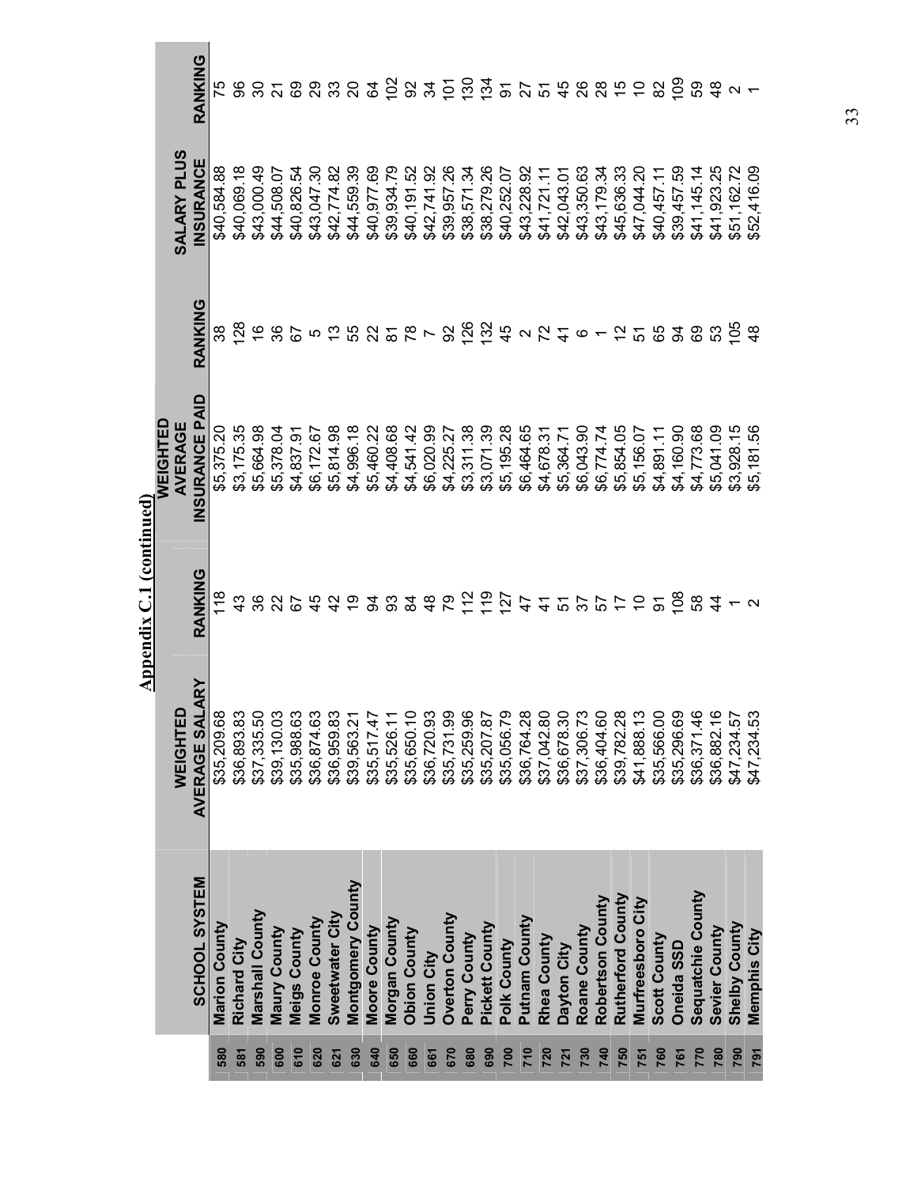## Appendix C.1 (continued)

| | SCHOOL SYSTEM | WEIGHTED AVERAGE SALARY | RANKING | WEIGHTED AVERAGE INSURANCE PAID | RANKING | SALARY PLUS INSURANCE | RANKING |
|---|---|---|---|---|---|---|---|
| 580 | Marion County | $35,209.68 | 118 | $5,375.20 | 38 | $40,584.88 | 75 |
| 581 | Richard City | $36,893.83 | 43 | $3,175.35 | 128 | $40,069.18 | 96 |
| 590 | Marshall County | $37,335.50 | 36 | $5,664.98 | 16 | $43,000.49 | 30 |
| 600 | Maury County | $39,130.03 | 22 | $5,378.04 | 36 | $44,508.07 | 21 |
| 610 | Meigs County | $35,988.63 | 67 | $4,837.91 | 67 | $40,826.54 | 69 |
| 620 | Monroe County | $36,874.63 | 45 | $6,172.67 | 5 | $43,047.30 | 29 |
| 621 | Sweetwater City | $36,959.83 | 42 | $5,814.98 | 13 | $42,774.82 | 33 |
| 630 | Montgomery County | $39,563.21 | 19 | $4,996.18 | 55 | $44,559.39 | 20 |
| 640 | Moore County | $35,517.47 | 94 | $5,460.22 | 22 | $40,977.69 | 64 |
| 650 | Morgan County | $35,526.11 | 93 | $4,408.68 | 81 | $39,934.79 | 102 |
| 660 | Obion County | $35,650.10 | 84 | $4,541.42 | 78 | $40,191.52 | 92 |
| 661 | Union City | $36,720.93 | 48 | $6,020.99 | 7 | $42,741.92 | 34 |
| 670 | Overton County | $35,731.99 | 79 | $4,225.27 | 92 | $39,957.26 | 101 |
| 680 | Perry County | $35,259.96 | 112 | $3,311.38 | 126 | $38,571.34 | 130 |
| 690 | Pickett County | $35,207.87 | 119 | $3,071.39 | 132 | $38,279.26 | 134 |
| 700 | Polk County | $35,056.79 | 127 | $5,195.28 | 45 | $40,252.07 | 91 |
| 710 | Putnam County | $36,764.28 | 47 | $6,464.65 | 2 | $43,228.92 | 27 |
| 720 | Rhea County | $37,042.80 | 41 | $4,678.31 | 72 | $41,721.11 | 51 |
| 721 | Dayton City | $36,678.30 | 51 | $5,364.71 | 41 | $42,043.01 | 45 |
| 730 | Roane County | $37,306.73 | 37 | $6,043.90 | 6 | $43,350.63 | 26 |
| 740 | Robertson County | $36,404.60 | 57 | $6,774.74 | 1 | $43,179.34 | 28 |
| 750 | Rutherford County | $39,782.28 | 17 | $5,854.05 | 12 | $45,636.33 | 15 |
| 751 | Murfreesboro City | $41,888.13 | 10 | $5,156.07 | 51 | $47,044.20 | 10 |
| 760 | Scott County | $35,566.00 | 91 | $4,891.11 | 65 | $40,457.11 | 82 |
| 761 | Oneida SSD | $35,296.69 | 108 | $4,160.90 | 94 | $39,457.59 | 109 |
| 770 | Sequatchie County | $36,371.46 | 58 | $4,773.68 | 69 | $41,145.14 | 59 |
| 780 | Sevier County | $36,882.16 | 44 | $5,041.09 | 53 | $41,923.25 | 48 |
| 790 | Shelby County | $47,234.57 | 1 | $3,928.15 | 105 | $51,162.72 | 2 |
| 791 | Memphis City | $47,234.53 | 2 | $5,181.56 | 48 | $52,416.09 | 1 |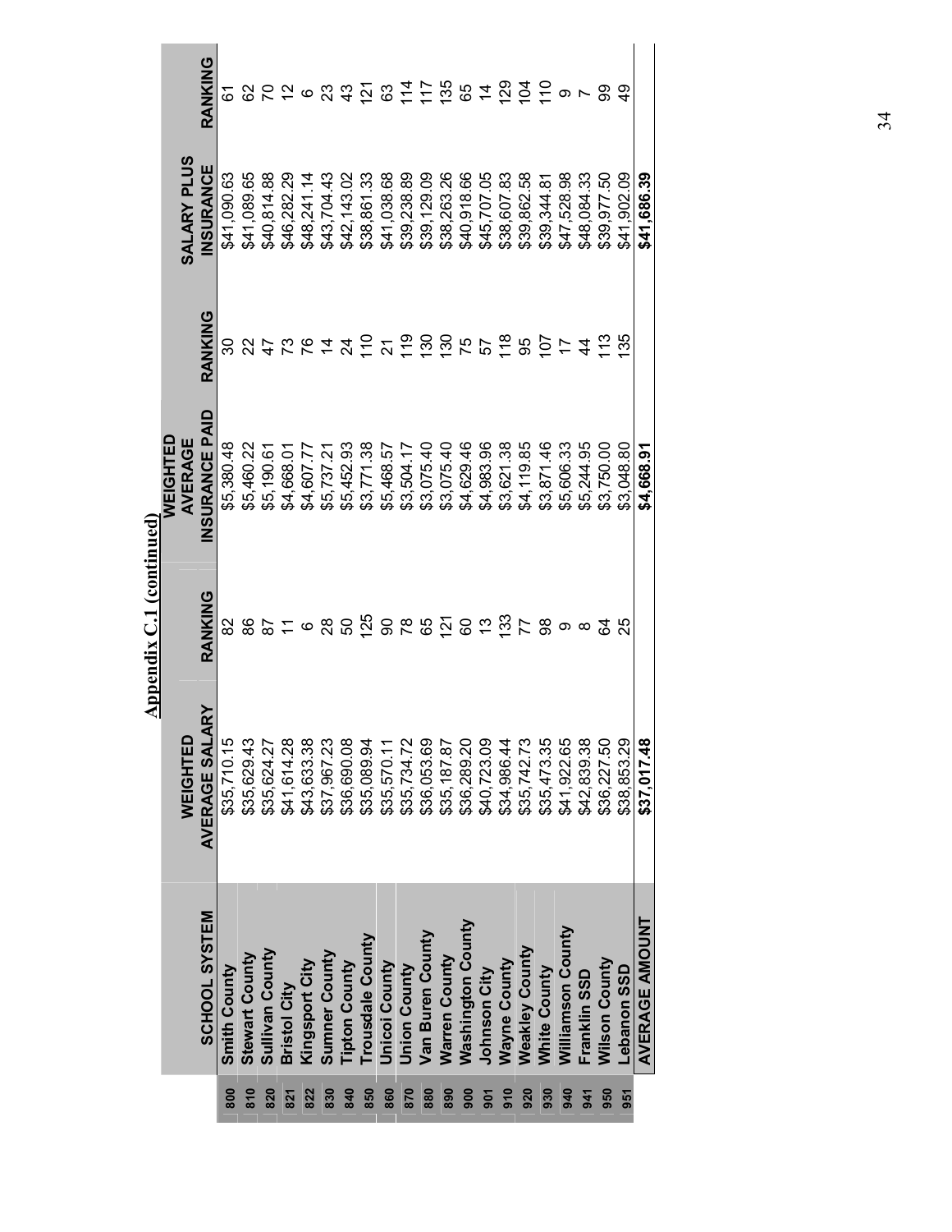# Appendix C.1 (continued)

| | SCHOOL SYSTEM | WEIGHTED AVERAGE SALARY | RANKING | WEIGHTED AVERAGE INSURANCE PAID | RANKING | SALARY PLUS INSURANCE | RANKING |
|---|---|---|---|---|---|---|---|
| 800 | Smith County | $35,710.15 | 82 | $5,380.48 | 30 | $41,090.63 | 61 |
| 810 | Stewart County | $35,629.43 | 86 | $5,460.22 | 22 | $41,089.65 | 62 |
| 820 | Sullivan County | $35,624.27 | 87 | $5,190.61 | 47 | $40,814.88 | 70 |
| 821 | Bristol City | $41,614.28 | 11 | $4,668.01 | 73 | $46,282.29 | 12 |
| 822 | Kingsport City | $43,633.38 | 6 | $4,607.77 | 76 | $48,241.14 | 6 |
| 830 | Sumner County | $37,967.23 | 28 | $5,737.21 | 14 | $43,704.43 | 23 |
| 840 | Tipton County | $36,690.08 | 50 | $5,452.93 | 24 | $42,143.02 | 43 |
| 850 | Trousdale County | $35,089.94 | 125 | $3,771.38 | 110 | $38,861.33 | 121 |
| 860 | Unicoi County | $35,570.11 | 90 | $5,468.57 | 21 | $41,038.68 | 63 |
| 870 | Union County | $35,734.72 | 78 | $3,504.17 | 119 | $39,238.89 | 114 |
| 880 | Van Buren County | $36,053.69 | 65 | $3,075.40 | 130 | $39,129.09 | 117 |
| 890 | Warren County | $35,187.87 | 121 | $3,075.40 | 130 | $38,263.26 | 135 |
| 900 | Washington County | $36,289.20 | 60 | $4,629.46 | 75 | $40,918.66 | 65 |
| 901 | Johnson City | $40,723.09 | 13 | $4,983.96 | 57 | $45,707.05 | 14 |
| 910 | Wayne County | $34,986.44 | 133 | $3,621.38 | 118 | $38,607.83 | 129 |
| 920 | Weakley County | $35,742.73 | 77 | $4,119.85 | 95 | $39,862.58 | 104 |
| 930 | White County | $35,473.35 | 98 | $3,871.46 | 107 | $39,344.81 | 110 |
| 940 | Williamson County | $41,922.65 | 9 | $5,606.33 | 17 | $47,528.98 | 9 |
| 941 | Franklin SSD | $42,839.38 | 8 | $5,244.95 | 44 | $48,084.33 | 7 |
| 950 | Wilson County | $36,227.50 | 64 | $3,750.00 | 113 | $39,977.50 | 99 |
| 951 | Lebanon SSD | $38,853.29 | 25 | $3,048.80 | 135 | $41,902.09 | 49 |
| | **AVERAGE AMOUNT** | **$37,017.48** | | **$4,668.91** | | **$41,686.39** | |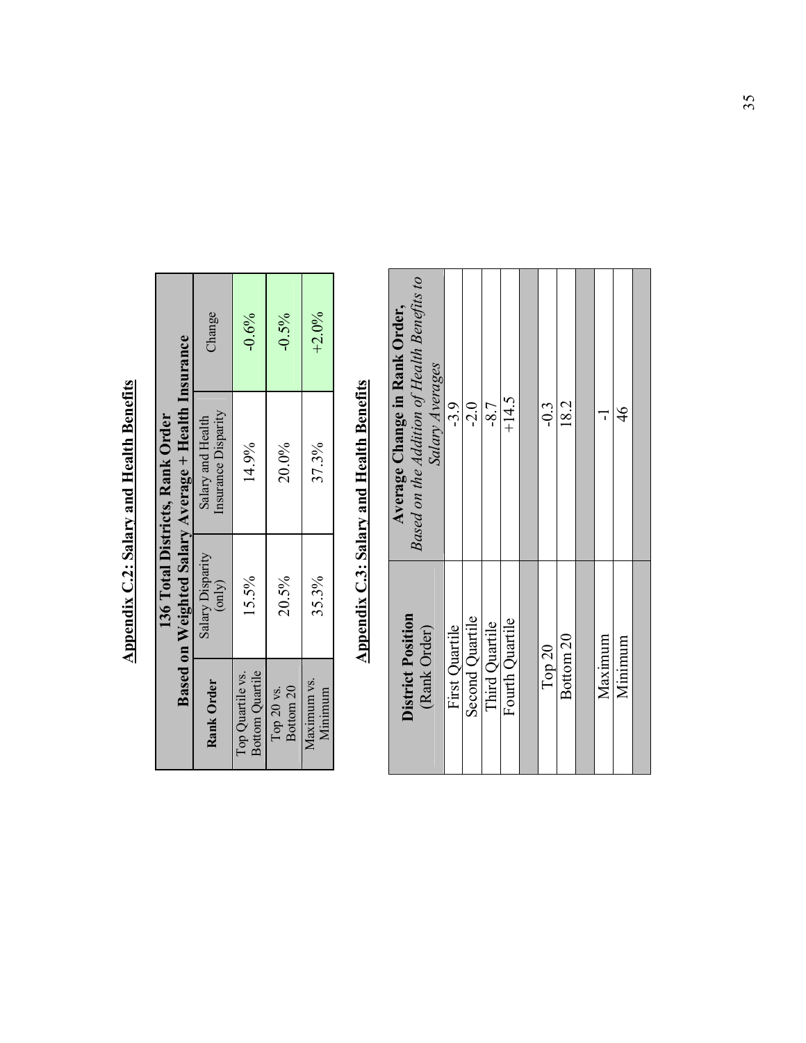## Appendix C.2: Salary and Health Benefits

| **136 Total Districts, Rank Order Based on Weighted Salary Average + Health Insurance** | | | |
|---|---|---|---|
| **Rank Order** | Salary Disparity (only) | Salary and Health Insurance Disparity | Change |
| Top Quartile vs. Bottom Quartile | 15.5% | 14.9% | -0.6% |
| Top 20 vs. Bottom 20 | 20.5% | 20.0% | -0.5% |
| Maximum vs. Minimum | 35.3% | 37.3% | +2.0% |

## Appendix C.3: Salary and Health Benefits

| **District Position** (Rank Order) | **Average Change in Rank Order,** *Based on the Addition of Health Benefits to Salary Averages* |
|---|---|
| First Quartile | -3.9 |
| Second Quartile | -2.0 |
| Third Quartile | -8.7 |
| Fourth Quartile | +14.5 |
| | |
| Top 20 | -0.3 |
| Bottom 20 | 18.2 |
| | |
| Maximum | -1 |
| Minimum | 46 |
| | |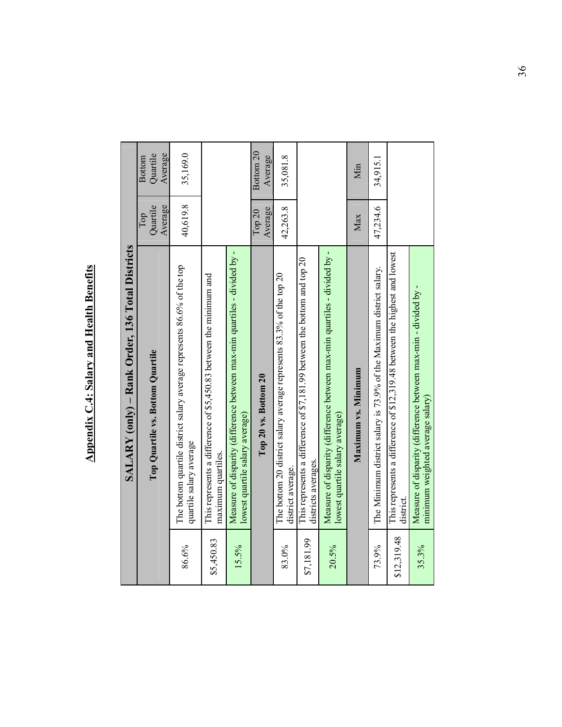## Appendix C.4: Salary and Health Benefits

| SALARY (only) – Rank Order, 136 Total Districts | | | |
|---|---|---|---|
| | **Top Quartile vs. Bottom Quartile** | Top Quartile Average | Bottom Quartile Average |
| 86.6% | The bottom quartile district salary average represents 86.6% of the top quartile salary average | 40,619.8 | 35,169.0 |
| $5,450.83 | This represents a difference of $5,450.83 between the minimum and maximum quartiles. | | |
| 15.5% | Measure of disparity (difference between max-min quartiles - divided by - lowest quartile salary average) | | |
| | **Top 20 vs. Bottom 20** | Top 20 Average | Bottom 20 Average |
| 83.0% | The bottom 20 district salary average represents 83.3% of the top 20 district average. | 42,263.8 | 35,081.8 |
| $7,181.99 | This represents a difference of $7,181.99 between the bottom and top 20 districts averages. | | |
| 20.5% | Measure of disparity (difference between max-min quartiles - divided by - lowest quartile salary average) | | |
| | **Maximum vs. Minimum** | Max | Min |
| 73.9% | The Minimum district salary is 73.9% of the Maximum district salary. | 47,234.6 | 34,915.1 |
| $12,319.48 | This represents a difference of $12,319.48 between the highest and lowest district. | | |
| 35.3% | Measure of disparity (difference between max-min - divided by - minimum weighted average salary) | | |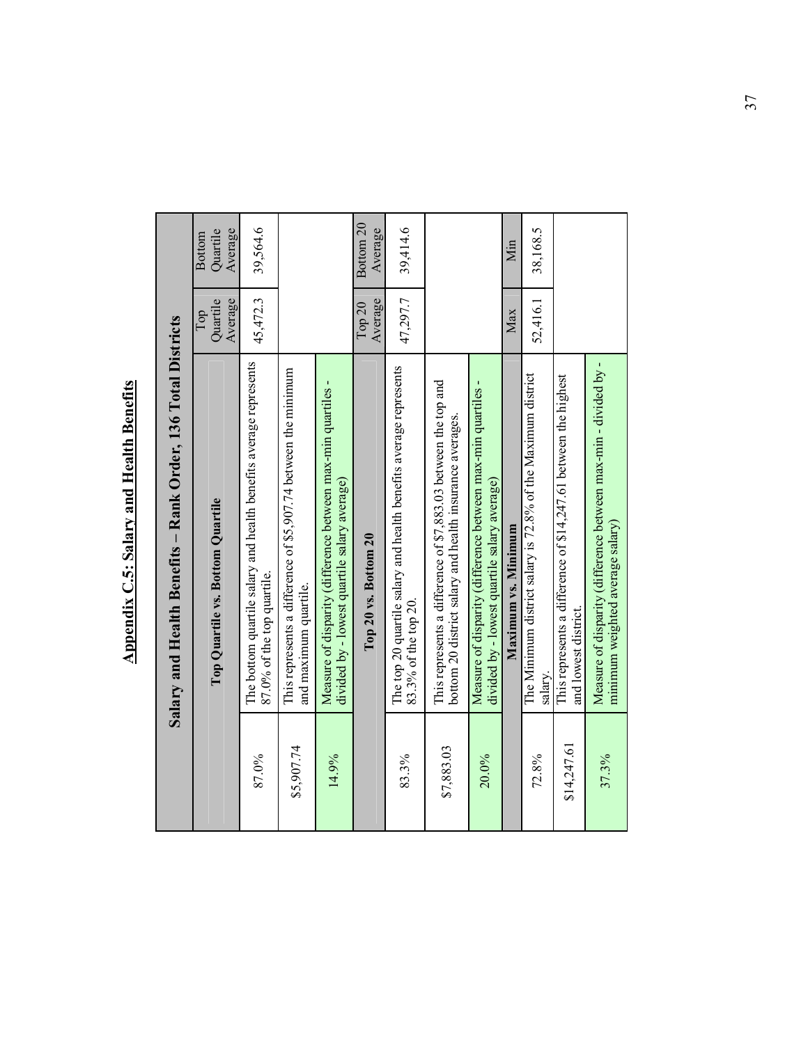# Appendix C.5: Salary and Health Benefits

| Salary and Health Benefits – Rank Order, 136 Total Districts | | | |
|---|---|---|---|
| | **Top Quartile vs. Bottom Quartile** | Top Quartile Average | Bottom Quartile Average |
| 87.0% | The bottom quartile salary and health benefits average represents 87.0% of the top quartile. | 45,472.3 | 39,564.6 |
| $5,907.74 | This represents a difference of $5,907.74 between the minimum and maximum quartile. | | |
| 14.9% | Measure of disparity (difference between max-min quartiles - divided by - lowest quartile salary average) | | |
| | **Top 20 vs. Bottom 20** | Top 20 Average | Bottom 20 Average |
| 83.3% | The top 20 quartile salary and health benefits average represents 83.3% of the top 20. | 47,297.7 | 39,414.6 |
| $7,883.03 | This represents a difference of $7,883.03 between the top and bottom 20 district salary and health insurance averages. | | |
| 20.0% | Measure of disparity (difference between max-min quartiles - divided by - lowest quartile salary average) | | |
| | **Maximum vs. Minimum** | Max | Min |
| 72.8% | The Minimum district salary is 72.8% of the Maximum district salary. | 52,416.1 | 38,168.5 |
| $14,247.61 | This represents a difference of $14,247.61 between the highest and lowest district. | | |
| 37.3% | Measure of disparity (difference between max-min - divided by - minimum weighted average salary) | | |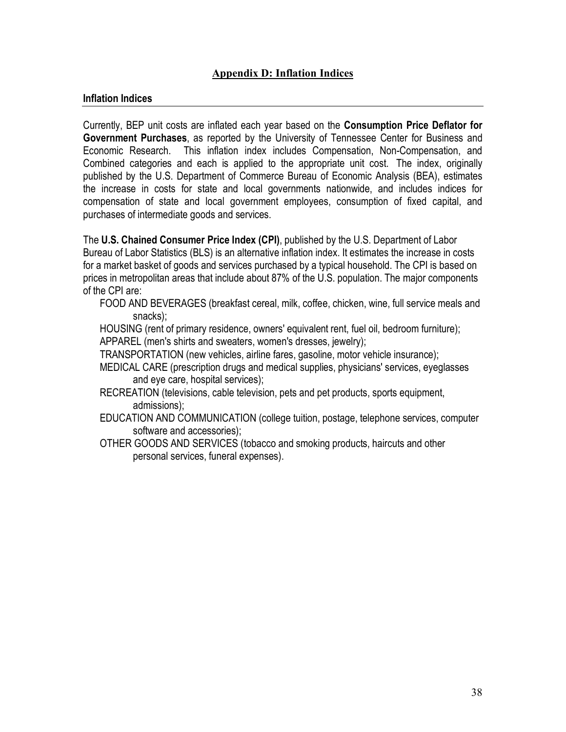## Appendix D: Inflation Indices

### Inflation Indices

Currently, BEP unit costs are inflated each year based on the **Consumption Price Deflator for Government Purchases**, as reported by the University of Tennessee Center for Business and Economic Research. This inflation index includes Compensation, Non-Compensation, and Combined categories and each is applied to the appropriate unit cost. The index, originally published by the U.S. Department of Commerce Bureau of Economic Analysis (BEA), estimates the increase in costs for state and local governments nationwide, and includes indices for compensation of state and local government employees, consumption of fixed capital, and purchases of intermediate goods and services.

The **U.S. Chained Consumer Price Index (CPI)**, published by the U.S. Department of Labor Bureau of Labor Statistics (BLS) is an alternative inflation index. It estimates the increase in costs for a market basket of goods and services purchased by a typical household. The CPI is based on prices in metropolitan areas that include about 87% of the U.S. population. The major components of the CPI are:

- FOOD AND BEVERAGES (breakfast cereal, milk, coffee, chicken, wine, full service meals and snacks);
- HOUSING (rent of primary residence, owners' equivalent rent, fuel oil, bedroom furniture);
- APPAREL (men's shirts and sweaters, women's dresses, jewelry);
- TRANSPORTATION (new vehicles, airline fares, gasoline, motor vehicle insurance);
- MEDICAL CARE (prescription drugs and medical supplies, physicians' services, eyeglasses and eye care, hospital services);
- RECREATION (televisions, cable television, pets and pet products, sports equipment, admissions);
- EDUCATION AND COMMUNICATION (college tuition, postage, telephone services, computer software and accessories);
- OTHER GOODS AND SERVICES (tobacco and smoking products, haircuts and other personal services, funeral expenses).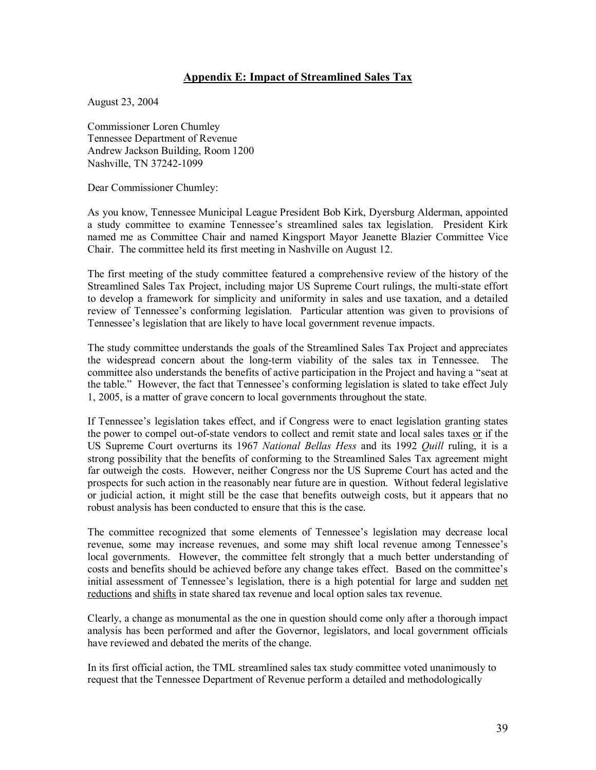## Appendix E: Impact of Streamlined Sales Tax

August 23, 2004

Commissioner Loren Chumley
Tennessee Department of Revenue
Andrew Jackson Building, Room 1200
Nashville, TN 37242-1099

Dear Commissioner Chumley:

As you know, Tennessee Municipal League President Bob Kirk, Dyersburg Alderman, appointed a study committee to examine Tennessee's streamlined sales tax legislation. President Kirk named me as Committee Chair and named Kingsport Mayor Jeanette Blazier Committee Vice Chair. The committee held its first meeting in Nashville on August 12.

The first meeting of the study committee featured a comprehensive review of the history of the Streamlined Sales Tax Project, including major US Supreme Court rulings, the multi-state effort to develop a framework for simplicity and uniformity in sales and use taxation, and a detailed review of Tennessee's conforming legislation. Particular attention was given to provisions of Tennessee's legislation that are likely to have local government revenue impacts.

The study committee understands the goals of the Streamlined Sales Tax Project and appreciates the widespread concern about the long-term viability of the sales tax in Tennessee. The committee also understands the benefits of active participation in the Project and having a "seat at the table." However, the fact that Tennessee's conforming legislation is slated to take effect July 1, 2005, is a matter of grave concern to local governments throughout the state.

If Tennessee's legislation takes effect, and if Congress were to enact legislation granting states the power to compel out-of-state vendors to collect and remit state and local sales taxes or if the US Supreme Court overturns its 1967 *National Bellas Hess* and its 1992 *Quill* ruling, it is a strong possibility that the benefits of conforming to the Streamlined Sales Tax agreement might far outweigh the costs. However, neither Congress nor the US Supreme Court has acted and the prospects for such action in the reasonably near future are in question. Without federal legislative or judicial action, it might still be the case that benefits outweigh costs, but it appears that no robust analysis has been conducted to ensure that this is the case.

The committee recognized that some elements of Tennessee's legislation may decrease local revenue, some may increase revenues, and some may shift local revenue among Tennessee's local governments. However, the committee felt strongly that a much better understanding of costs and benefits should be achieved before any change takes effect. Based on the committee's initial assessment of Tennessee's legislation, there is a high potential for large and sudden net reductions and shifts in state shared tax revenue and local option sales tax revenue.

Clearly, a change as monumental as the one in question should come only after a thorough impact analysis has been performed and after the Governor, legislators, and local government officials have reviewed and debated the merits of the change.

In its first official action, the TML streamlined sales tax study committee voted unanimously to request that the Tennessee Department of Revenue perform a detailed and methodologically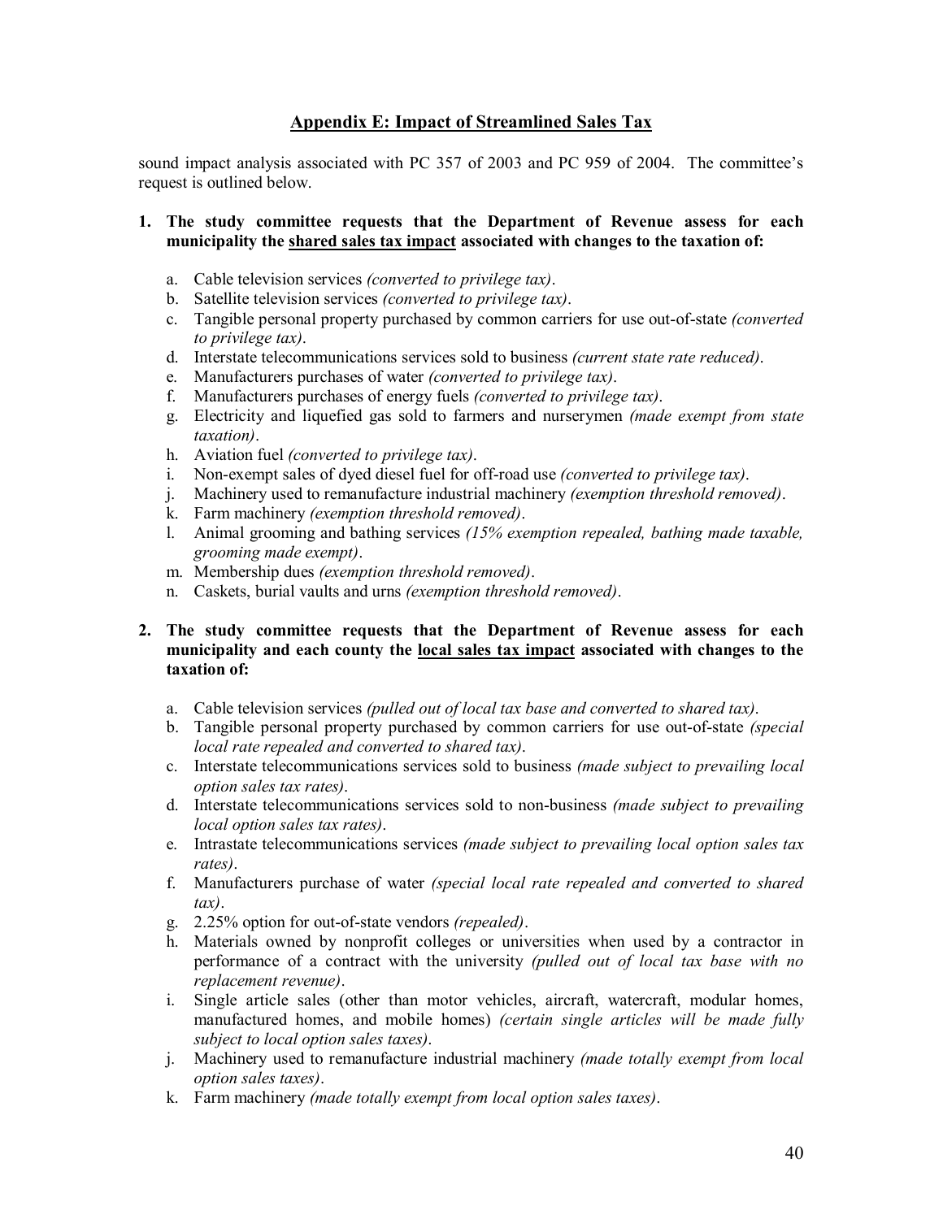## Appendix E: Impact of Streamlined Sales Tax

sound impact analysis associated with PC 357 of 2003 and PC 959 of 2004. The committee's request is outlined below.

**1. The study committee requests that the Department of Revenue assess for each municipality the <u>shared sales tax impact</u> associated with changes to the taxation of:**

a. Cable television services *(converted to privilege tax)*.
b. Satellite television services *(converted to privilege tax)*.
c. Tangible personal property purchased by common carriers for use out-of-state *(converted to privilege tax)*.
d. Interstate telecommunications services sold to business *(current state rate reduced)*.
e. Manufacturers purchases of water *(converted to privilege tax)*.
f. Manufacturers purchases of energy fuels *(converted to privilege tax)*.
g. Electricity and liquefied gas sold to farmers and nurserymen *(made exempt from state taxation)*.
h. Aviation fuel *(converted to privilege tax)*.
i. Non-exempt sales of dyed diesel fuel for off-road use *(converted to privilege tax)*.
j. Machinery used to remanufacture industrial machinery *(exemption threshold removed)*.
k. Farm machinery *(exemption threshold removed)*.
l. Animal grooming and bathing services *(15% exemption repealed, bathing made taxable, grooming made exempt)*.
m. Membership dues *(exemption threshold removed)*.
n. Caskets, burial vaults and urns *(exemption threshold removed)*.

**2. The study committee requests that the Department of Revenue assess for each municipality and each county the <u>local sales tax impact</u> associated with changes to the taxation of:**

a. Cable television services *(pulled out of local tax base and converted to shared tax)*.
b. Tangible personal property purchased by common carriers for use out-of-state *(special local rate repealed and converted to shared tax)*.
c. Interstate telecommunications services sold to business *(made subject to prevailing local option sales tax rates)*.
d. Interstate telecommunications services sold to non-business *(made subject to prevailing local option sales tax rates)*.
e. Intrastate telecommunications services *(made subject to prevailing local option sales tax rates)*.
f. Manufacturers purchase of water *(special local rate repealed and converted to shared tax)*.
g. 2.25% option for out-of-state vendors *(repealed)*.
h. Materials owned by nonprofit colleges or universities when used by a contractor in performance of a contract with the university *(pulled out of local tax base with no replacement revenue)*.
i. Single article sales (other than motor vehicles, aircraft, watercraft, modular homes, manufactured homes, and mobile homes) *(certain single articles will be made fully subject to local option sales taxes)*.
j. Machinery used to remanufacture industrial machinery *(made totally exempt from local option sales taxes)*.
k. Farm machinery *(made totally exempt from local option sales taxes)*.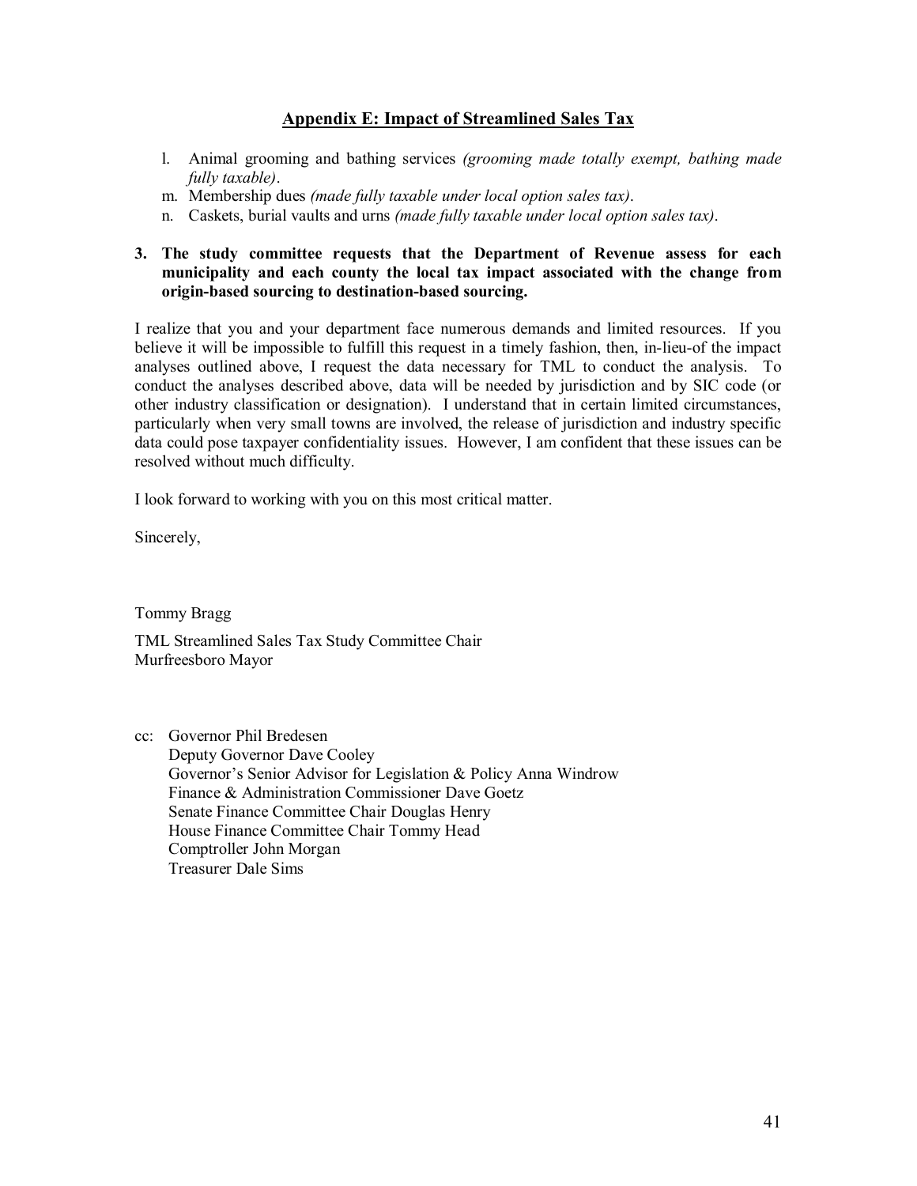## Appendix E: Impact of Streamlined Sales Tax

l. Animal grooming and bathing services *(grooming made totally exempt, bathing made fully taxable)*.
m. Membership dues *(made fully taxable under local option sales tax)*.
n. Caskets, burial vaults and urns *(made fully taxable under local option sales tax)*.

**3. The study committee requests that the Department of Revenue assess for each municipality and each county the local tax impact associated with the change from origin-based sourcing to destination-based sourcing.**

I realize that you and your department face numerous demands and limited resources. If you believe it will be impossible to fulfill this request in a timely fashion, then, in-lieu-of the impact analyses outlined above, I request the data necessary for TML to conduct the analysis. To conduct the analyses described above, data will be needed by jurisdiction and by SIC code (or other industry classification or designation). I understand that in certain limited circumstances, particularly when very small towns are involved, the release of jurisdiction and industry specific data could pose taxpayer confidentiality issues. However, I am confident that these issues can be resolved without much difficulty.

I look forward to working with you on this most critical matter.

Sincerely,

Tommy Bragg

TML Streamlined Sales Tax Study Committee Chair
Murfreesboro Mayor

cc: Governor Phil Bredesen
Deputy Governor Dave Cooley
Governor's Senior Advisor for Legislation & Policy Anna Windrow
Finance & Administration Commissioner Dave Goetz
Senate Finance Committee Chair Douglas Henry
House Finance Committee Chair Tommy Head
Comptroller John Morgan
Treasurer Dale Sims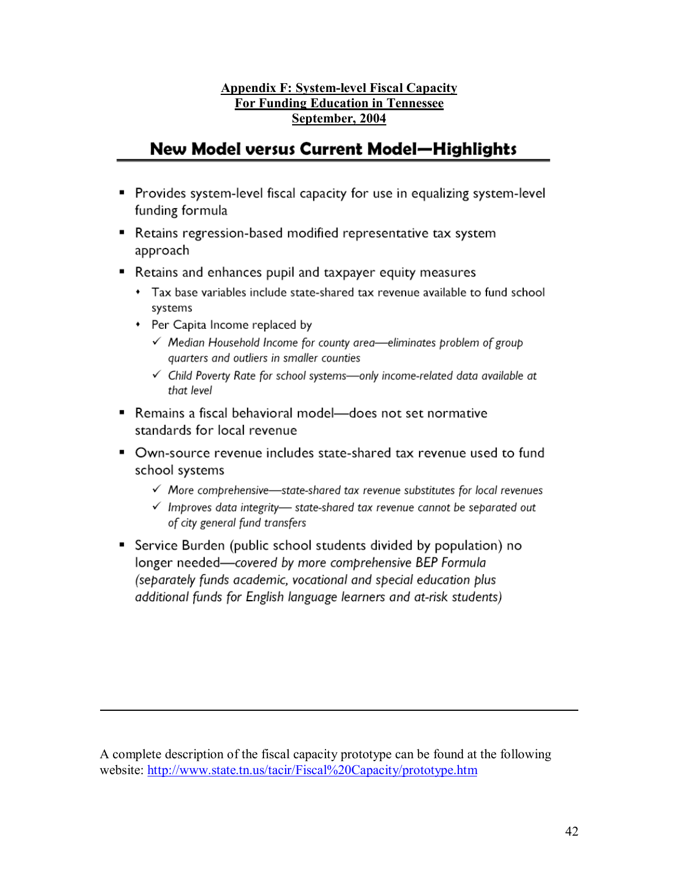**Appendix F: System-level Fiscal Capacity**
**For Funding Education in Tennessee**
**September, 2004**

## New Model versus Current Model—Highlights

- Provides system-level fiscal capacity for use in equalizing system-level funding formula
- Retains regression-based modified representative tax system approach
- Retains and enhances pupil and taxpayer equity measures
    - Tax base variables include state-shared tax revenue available to fund school systems
    - Per Capita Income replaced by
        - ✓ *Median Household Income for county area—eliminates problem of group quarters and outliers in smaller counties*
        - ✓ *Child Poverty Rate for school systems—only income-related data available at that level*
- Remains a fiscal behavioral model—does not set normative standards for local revenue
- Own-source revenue includes state-shared tax revenue used to fund school systems
    - ✓ *More comprehensive—state-shared tax revenue substitutes for local revenues*
    - ✓ *Improves data integrity— state-shared tax revenue cannot be separated out of city general fund transfers*
- Service Burden (public school students divided by population) no longer needed—*covered by more comprehensive BEP Formula (separately funds academic, vocational and special education plus additional funds for English language learners and at-risk students)*

---

A complete description of the fiscal capacity prototype can be found at the following website: [http://www.state.tn.us/tacir/Fiscal%20Capacity/prototype.htm](http://www.state.tn.us/tacir/Fiscal%20Capacity/prototype.htm)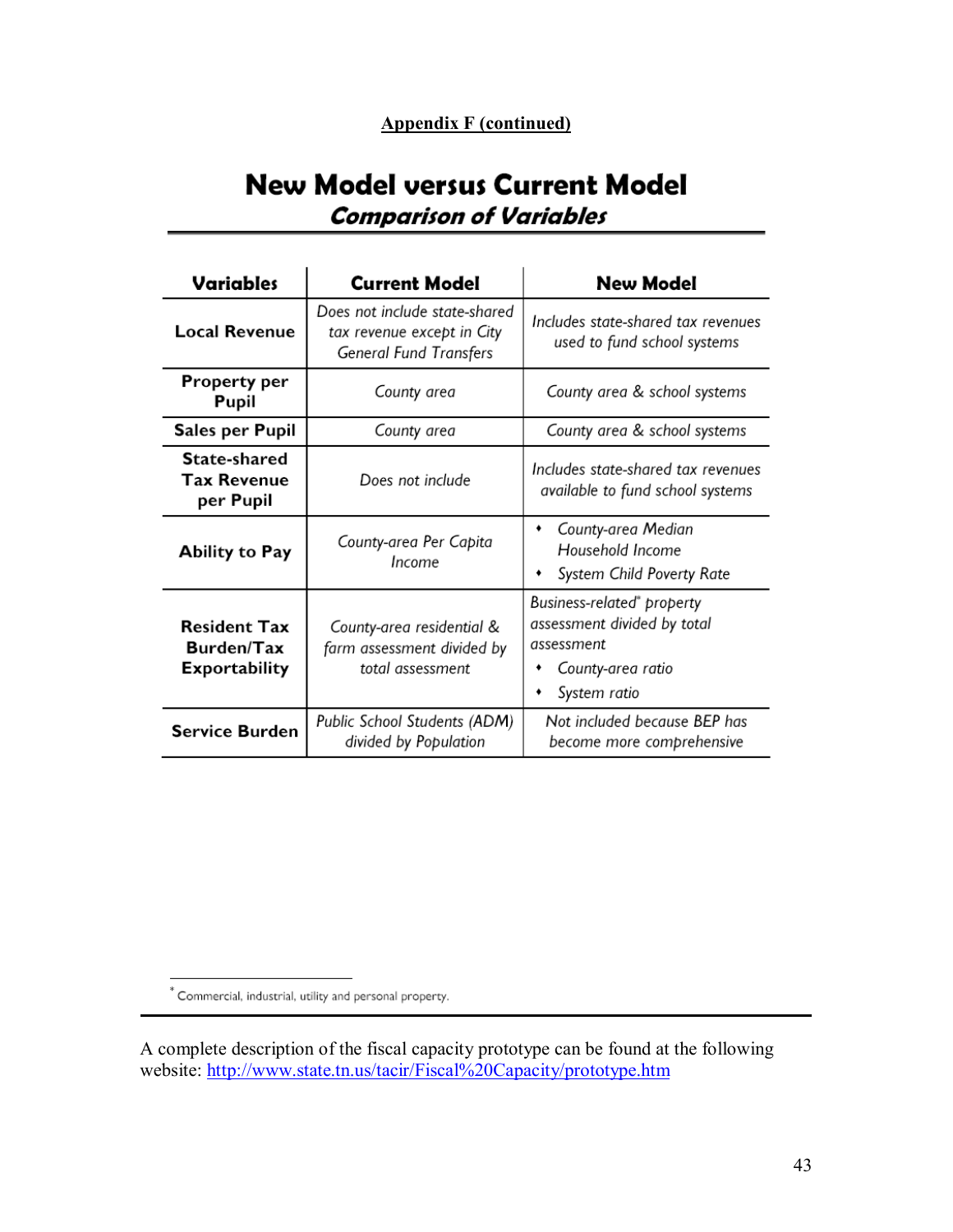**Appendix F (continued)**

# New Model versus Current Model

## *Comparison of Variables*

| Variables | Current Model | New Model |
|---|---|---|
| **Local Revenue** | *Does not include state-shared tax revenue except in City General Fund Transfers* | *Includes state-shared tax revenues used to fund school systems* |
| **Property per Pupil** | *County area* | *County area & school systems* |
| **Sales per Pupil** | *County area* | *County area & school systems* |
| **State-shared Tax Revenue per Pupil** | *Does not include* | *Includes state-shared tax revenues available to fund school systems* |
| **Ability to Pay** | *County-area Per Capita Income* | • *County-area Median Household Income* • *System Child Poverty Rate* |
| **Resident Tax Burden/Tax Exportability** | *County-area residential & farm assessment divided by total assessment* | *Business-related\* property assessment divided by total assessment* • *County-area ratio* • *System ratio* |
| **Service Burden** | *Public School Students (ADM) divided by Population* | *Not included because BEP has become more comprehensive* |

\* Commercial, industrial, utility and personal property.

A complete description of the fiscal capacity prototype can be found at the following website: http://www.state.tn.us/tacir/Fiscal%20Capacity/prototype.htm